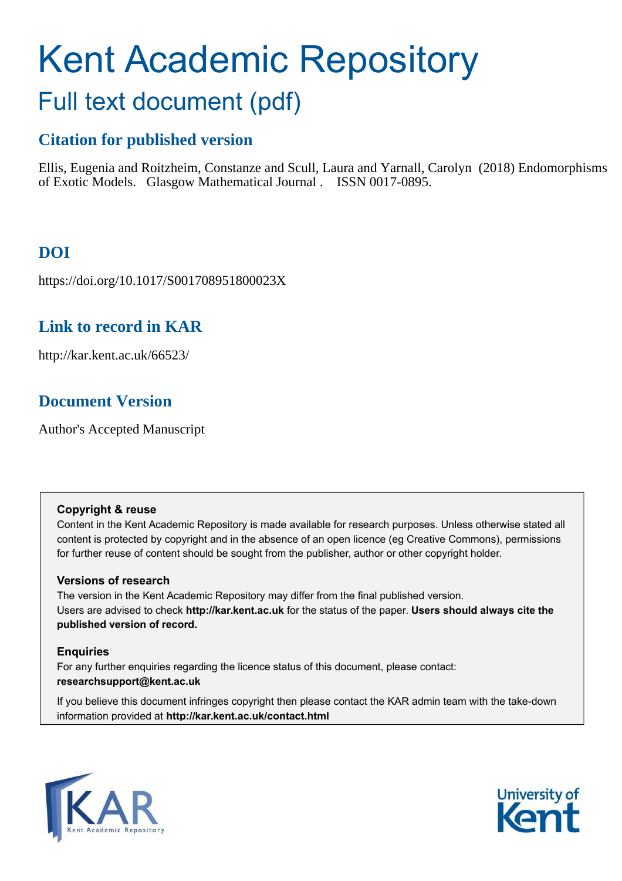# Kent Academic Repository

## Full text document (pdf)

### Citation for published version

Ellis, Eugenia and Roitzheim, Constanze and Scull, Laura and Yarnall, Carolyn (2018) Endomorphisms of Exotic Models. Glasgow Mathematical Journal . ISSN 0017-0895.

### DOI

https://doi.org/10.1017/S001708951800023X

### Link to record in KAR

http://kar.kent.ac.uk/66523/

### Document Version

Author's Accepted Manuscript

**Copyright & reuse**

Content in the Kent Academic Repository is made available for research purposes. Unless otherwise stated all content is protected by copyright and in the absence of an open licence (eg Creative Commons), permissions for further reuse of content should be sought from the publisher, author or other copyright holder.

**Versions of research**

The version in the Kent Academic Repository may differ from the final published version. Users are advised to check **http://kar.kent.ac.uk** for the status of the paper. **Users should always cite the published version of record.**

**Enquiries**

For any further enquiries regarding the licence status of this document, please contact: **researchsupport@kent.ac.uk**

If you believe this document infringes copyright then please contact the KAR admin team with the take-down information provided at **http://kar.kent.ac.uk/contact.html**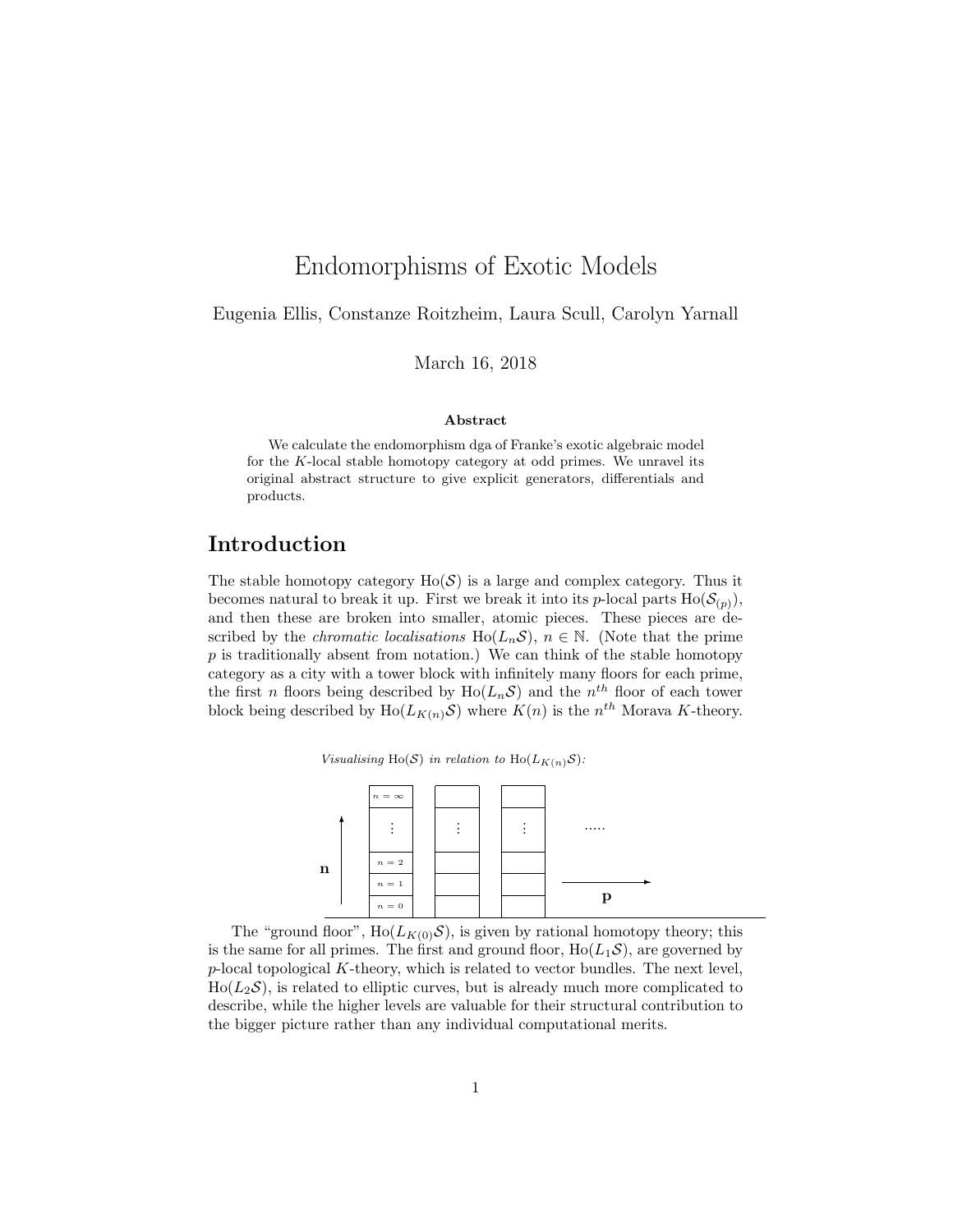# Endomorphisms of Exotic Models

Eugenia Ellis, Constanze Roitzheim, Laura Scull, Carolyn Yarnall

March 16, 2018

### Abstract

We calculate the endomorphism dga of Franke's exotic algebraic model for the $K$-local stable homotopy category at odd primes. We unravel its original abstract structure to give explicit generators, differentials and products.

## Introduction

The stable homotopy category $\mathrm{Ho}(\mathcal{S})$ is a large and complex category. Thus it becomes natural to break it up. First we break it into its $p$-local parts $\mathrm{Ho}(\mathcal{S}_{(p)})$, and then these are broken into smaller, atomic pieces. These pieces are described by the *chromatic localisations* $\mathrm{Ho}(L_n\mathcal{S})$, $n \in \mathbb{N}$. (Note that the prime $p$ is traditionally absent from notation.) We can think of the stable homotopy category as a city with a tower block with infinitely many floors for each prime, the first $n$ floors being described by $\mathrm{Ho}(L_n\mathcal{S})$ and the $n^{th}$ floor of each tower block being described by $\mathrm{Ho}(L_{K(n)}\mathcal{S})$ where $K(n)$ is the $n^{th}$ Morava $K$-theory.

*Visualising $\mathrm{Ho}(\mathcal{S})$ in relation to $\mathrm{Ho}(L_{K(n)}\mathcal{S})$:*

| $n = \infty$ | | |
|---|---|---|
| $\vdots$ | $\vdots$ | $\vdots$ |
| $n = 2$ | | |
| $n = 1$ | | |
| $n = 0$ | | |

(vertical axis: $\mathbf{n}$; horizontal axis: $\mathbf{p}$)

The "ground floor", $\mathrm{Ho}(L_{K(0)}\mathcal{S})$, is given by rational homotopy theory; this is the same for all primes. The first and ground floor, $\mathrm{Ho}(L_1\mathcal{S})$, are governed by $p$-local topological $K$-theory, which is related to vector bundles. The next level, $\mathrm{Ho}(L_2\mathcal{S})$, is related to elliptic curves, but is already much more complicated to describe, while the higher levels are valuable for their structural contribution to the bigger picture rather than any individual computational merits.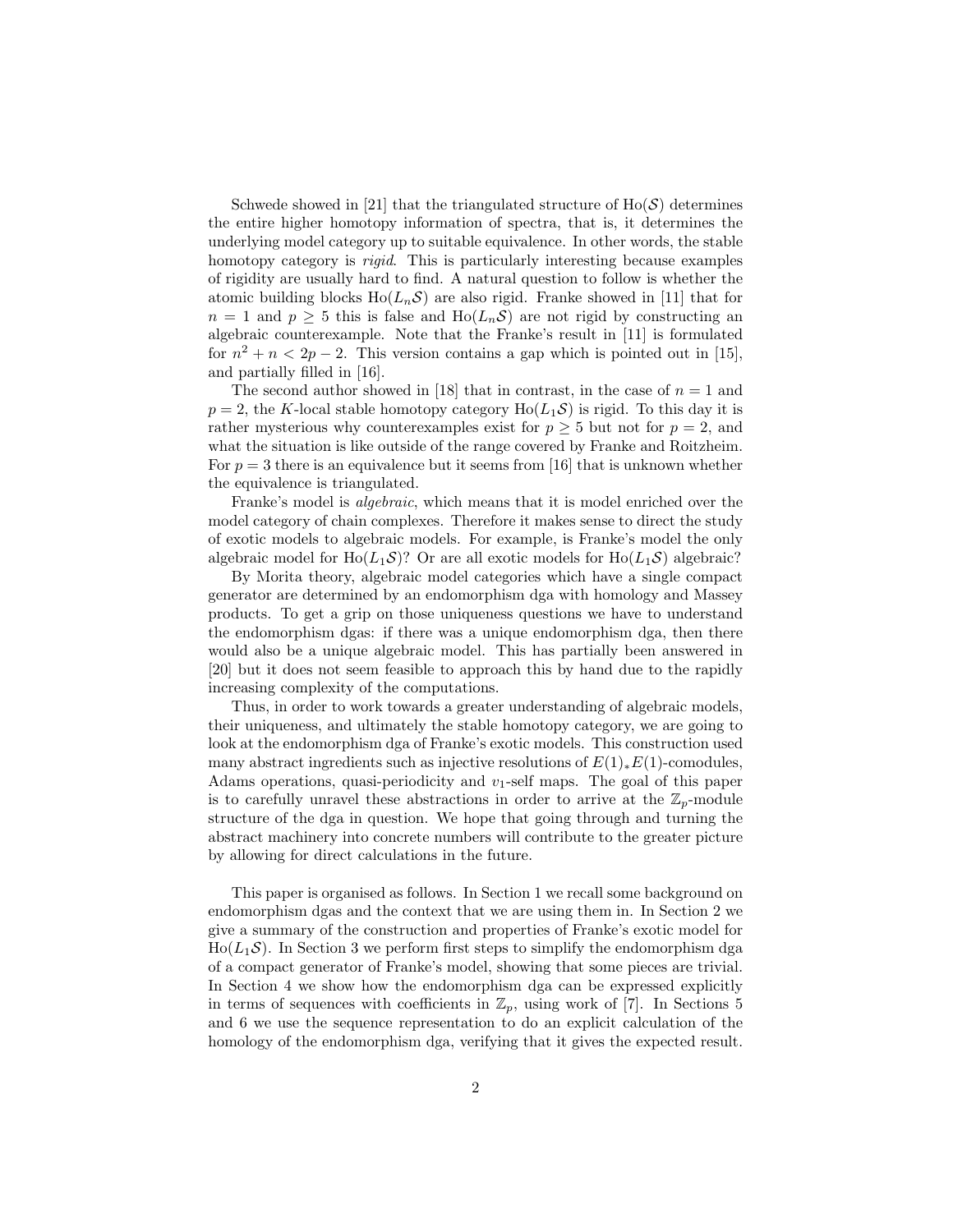Schwede showed in [21] that the triangulated structure of $\mathrm{Ho}(\mathcal{S})$ determines the entire higher homotopy information of spectra, that is, it determines the underlying model category up to suitable equivalence. In other words, the stable homotopy category is *rigid*. This is particularly interesting because examples of rigidity are usually hard to find. A natural question to follow is whether the atomic building blocks $\mathrm{Ho}(L_n\mathcal{S})$ are also rigid. Franke showed in [11] that for $n = 1$ and $p \geq 5$ this is false and $\mathrm{Ho}(L_n\mathcal{S})$ are not rigid by constructing an algebraic counterexample. Note that the Franke's result in [11] is formulated for $n^2 + n < 2p - 2$. This version contains a gap which is pointed out in [15], and partially filled in [16].

The second author showed in [18] that in contrast, in the case of $n = 1$ and $p = 2$, the $K$-local stable homotopy category $\mathrm{Ho}(L_1\mathcal{S})$ is rigid. To this day it is rather mysterious why counterexamples exist for $p \geq 5$ but not for $p = 2$, and what the situation is like outside of the range covered by Franke and Roitzheim. For $p = 3$ there is an equivalence but it seems from [16] that is unknown whether the equivalence is triangulated.

Franke's model is *algebraic*, which means that it is model enriched over the model category of chain complexes. Therefore it makes sense to direct the study of exotic models to algebraic models. For example, is Franke's model the only algebraic model for $\mathrm{Ho}(L_1\mathcal{S})$? Or are all exotic models for $\mathrm{Ho}(L_1\mathcal{S})$ algebraic?

By Morita theory, algebraic model categories which have a single compact generator are determined by an endomorphism dga with homology and Massey products. To get a grip on those uniqueness questions we have to understand the endomorphism dgas: if there was a unique endomorphism dga, then there would also be a unique algebraic model. This has partially been answered in [20] but it does not seem feasible to approach this by hand due to the rapidly increasing complexity of the computations.

Thus, in order to work towards a greater understanding of algebraic models, their uniqueness, and ultimately the stable homotopy category, we are going to look at the endomorphism dga of Franke's exotic models. This construction used many abstract ingredients such as injective resolutions of $E(1)_*E(1)$-comodules, Adams operations, quasi-periodicity and $v_1$-self maps. The goal of this paper is to carefully unravel these abstractions in order to arrive at the $\mathbb{Z}_p$-module structure of the dga in question. We hope that going through and turning the abstract machinery into concrete numbers will contribute to the greater picture by allowing for direct calculations in the future.

This paper is organised as follows. In Section 1 we recall some background on endomorphism dgas and the context that we are using them in. In Section 2 we give a summary of the construction and properties of Franke's exotic model for $\mathrm{Ho}(L_1\mathcal{S})$. In Section 3 we perform first steps to simplify the endomorphism dga of a compact generator of Franke's model, showing that some pieces are trivial. In Section 4 we show how the endomorphism dga can be expressed explicitly in terms of sequences with coefficients in $\mathbb{Z}_p$, using work of [7]. In Sections 5 and 6 we use the sequence representation to do an explicit calculation of the homology of the endomorphism dga, verifying that it gives the expected result.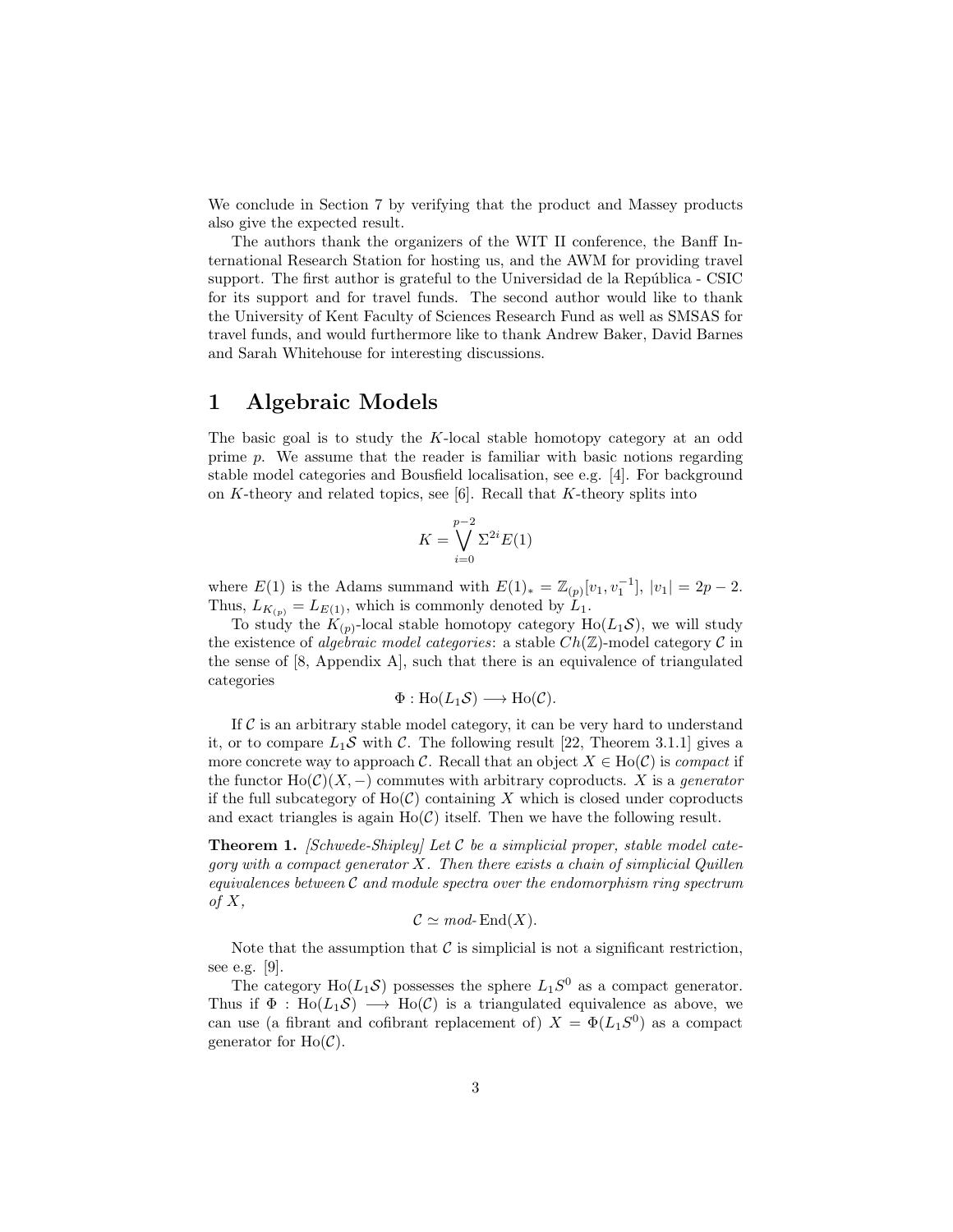We conclude in Section 7 by verifying that the product and Massey products also give the expected result.

The authors thank the organizers of the WIT II conference, the Banff International Research Station for hosting us, and the AWM for providing travel support. The first author is grateful to the Universidad de la República - CSIC for its support and for travel funds. The second author would like to thank the University of Kent Faculty of Sciences Research Fund as well as SMSAS for travel funds, and would furthermore like to thank Andrew Baker, David Barnes and Sarah Whitehouse for interesting discussions.

# 1 Algebraic Models

The basic goal is to study the $K$-local stable homotopy category at an odd prime $p$. We assume that the reader is familiar with basic notions regarding stable model categories and Bousfield localisation, see e.g. [4]. For background on $K$-theory and related topics, see [6]. Recall that $K$-theory splits into

$$K = \bigvee_{i=0}^{p-2} \Sigma^{2i} E(1)$$

where $E(1)$ is the Adams summand with $E(1)_* = \mathbb{Z}_{(p)}[v_1, v_1^{-1}]$, $|v_1| = 2p-2$. Thus, $L_{K_{(p)}} = L_{E(1)}$, which is commonly denoted by $L_1$.

To study the $K_{(p)}$-local stable homotopy category $\mathrm{Ho}(L_1\mathcal{S})$, we will study the existence of *algebraic model categories*: a stable $Ch(\mathbb{Z})$-model category $\mathcal{C}$ in the sense of [8, Appendix A], such that there is an equivalence of triangulated categories

$$\Phi : \mathrm{Ho}(L_1\mathcal{S}) \longrightarrow \mathrm{Ho}(\mathcal{C}).$$

If $\mathcal{C}$ is an arbitrary stable model category, it can be very hard to understand it, or to compare $L_1\mathcal{S}$ with $\mathcal{C}$. The following result [22, Theorem 3.1.1] gives a more concrete way to approach $\mathcal{C}$. Recall that an object $X \in \mathrm{Ho}(\mathcal{C})$ is *compact* if the functor $\mathrm{Ho}(\mathcal{C})(X, -)$ commutes with arbitrary coproducts. $X$ is a *generator* if the full subcategory of $\mathrm{Ho}(\mathcal{C})$ containing $X$ which is closed under coproducts and exact triangles is again $\mathrm{Ho}(\mathcal{C})$ itself. Then we have the following result.

**Theorem 1.** *[Schwede-Shipley] Let $\mathcal{C}$ be a simplicial proper, stable model category with a compact generator $X$. Then there exists a chain of simplicial Quillen equivalences between $\mathcal{C}$ and module spectra over the endomorphism ring spectrum of $X$,*

$$\mathcal{C} \simeq \textit{mod-}\mathrm{End}(X).$$

Note that the assumption that $\mathcal{C}$ is simplicial is not a significant restriction, see e.g. [9].

The category $\mathrm{Ho}(L_1\mathcal{S})$ possesses the sphere $L_1S^0$ as a compact generator. Thus if $\Phi : \mathrm{Ho}(L_1\mathcal{S}) \longrightarrow \mathrm{Ho}(\mathcal{C})$ is a triangulated equivalence as above, we can use (a fibrant and cofibrant replacement of) $X = \Phi(L_1S^0)$ as a compact generator for $\mathrm{Ho}(\mathcal{C})$.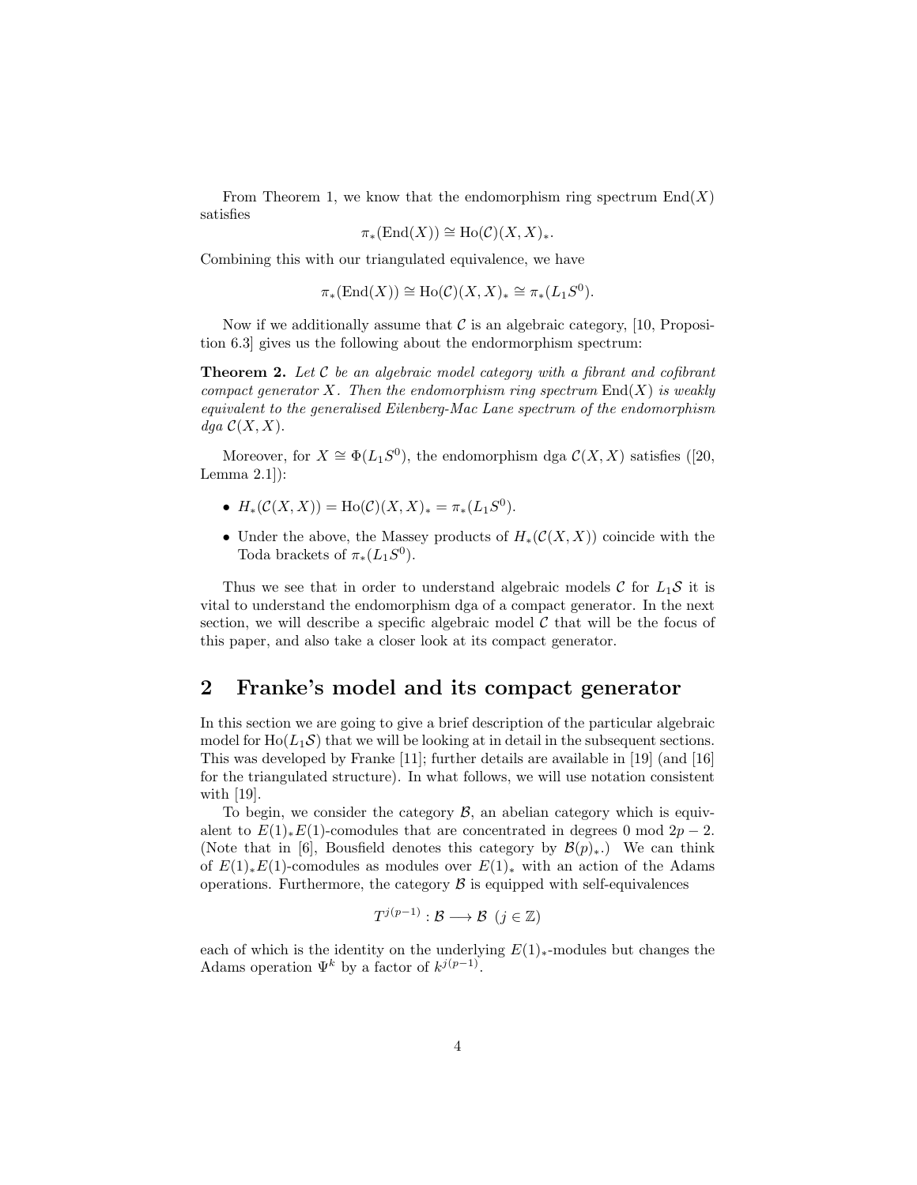From Theorem 1, we know that the endomorphism ring spectrum $\mathrm{End}(X)$ satisfies

$$\pi_*(\mathrm{End}(X)) \cong \mathrm{Ho}(\mathcal{C})(X,X)_*.$$

Combining this with our triangulated equivalence, we have

$$\pi_*(\mathrm{End}(X)) \cong \mathrm{Ho}(\mathcal{C})(X,X)_* \cong \pi_*(L_1S^0).$$

Now if we additionally assume that $\mathcal{C}$ is an algebraic category, [10, Proposition 6.3] gives us the following about the endormorphism spectrum:

**Theorem 2.** *Let $\mathcal{C}$ be an algebraic model category with a fibrant and cofibrant compact generator $X$. Then the endomorphism ring spectrum $\mathrm{End}(X)$ is weakly equivalent to the generalised Eilenberg-Mac Lane spectrum of the endomorphism dga $\mathcal{C}(X,X)$.*

Moreover, for $X \cong \Phi(L_1S^0)$, the endomorphism dga $\mathcal{C}(X,X)$ satisfies ([20, Lemma 2.1]):

- $H_*(\mathcal{C}(X,X)) = \mathrm{Ho}(\mathcal{C})(X,X)_* = \pi_*(L_1S^0)$.
- Under the above, the Massey products of $H_*(\mathcal{C}(X,X))$ coincide with the Toda brackets of $\pi_*(L_1S^0)$.

Thus we see that in order to understand algebraic models $\mathcal{C}$ for $L_1\mathcal{S}$ it is vital to understand the endomorphism dga of a compact generator. In the next section, we will describe a specific algebraic model $\mathcal{C}$ that will be the focus of this paper, and also take a closer look at its compact generator.

## 2 Franke's model and its compact generator

In this section we are going to give a brief description of the particular algebraic model for $\mathrm{Ho}(L_1\mathcal{S})$ that we will be looking at in detail in the subsequent sections. This was developed by Franke [11]; further details are available in [19] (and [16] for the triangulated structure). In what follows, we will use notation consistent with [19].

To begin, we consider the category $\mathcal{B}$, an abelian category which is equivalent to $E(1)_*E(1)$-comodules that are concentrated in degrees 0 mod $2p-2$. (Note that in [6], Bousfield denotes this category by $\mathcal{B}(p)_*$.) We can think of $E(1)_*E(1)$-comodules as modules over $E(1)_*$ with an action of the Adams operations. Furthermore, the category $\mathcal{B}$ is equipped with self-equivalences

$$T^{j(p-1)} : \mathcal{B} \longrightarrow \mathcal{B} \;\; (j \in \mathbb{Z})$$

each of which is the identity on the underlying $E(1)_*$-modules but changes the Adams operation $\Psi^k$ by a factor of $k^{j(p-1)}$.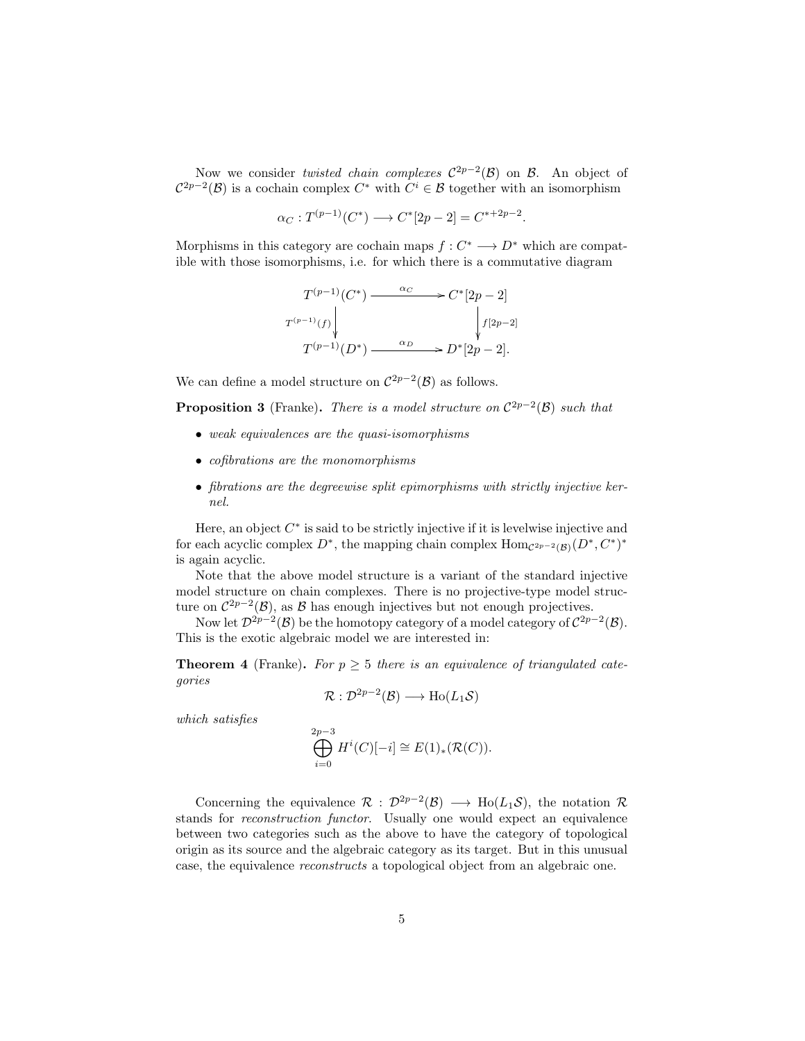Now we consider *twisted chain complexes* $\mathcal{C}^{2p-2}(\mathcal{B})$ on $\mathcal{B}$. An object of $\mathcal{C}^{2p-2}(\mathcal{B})$ is a cochain complex $C^*$ with $C^i \in \mathcal{B}$ together with an isomorphism

$$\alpha_C : T^{(p-1)}(C^*) \longrightarrow C^*[2p-2] = C^{*+2p-2}.$$

Morphisms in this category are cochain maps $f : C^* \longrightarrow D^*$ which are compatible with those isomorphisms, i.e. for which there is a commutative diagram

$$\begin{array}{ccc} T^{(p-1)}(C^*) & \xrightarrow{\alpha_C} & C^*[2p-2] \\ {\scriptstyle T^{(p-1)}(f)}\downarrow & & \downarrow{\scriptstyle f[2p-2]} \\ T^{(p-1)}(D^*) & \xrightarrow{\alpha_D} & D^*[2p-2]. \end{array}$$

We can define a model structure on $\mathcal{C}^{2p-2}(\mathcal{B})$ as follows.

**Proposition 3** (Franke)**.** *There is a model structure on $\mathcal{C}^{2p-2}(\mathcal{B})$ such that*

- *weak equivalences are the quasi-isomorphisms*
- *cofibrations are the monomorphisms*
- *fibrations are the degreewise split epimorphisms with strictly injective kernel.*

Here, an object $C^*$ is said to be strictly injective if it is levelwise injective and for each acyclic complex $D^*$, the mapping chain complex $\mathrm{Hom}_{\mathcal{C}^{2p-2}(\mathcal{B})}(D^*, C^*)^*$ is again acyclic.

Note that the above model structure is a variant of the standard injective model structure on chain complexes. There is no projective-type model structure on $\mathcal{C}^{2p-2}(\mathcal{B})$, as $\mathcal{B}$ has enough injectives but not enough projectives.

Now let $\mathcal{D}^{2p-2}(\mathcal{B})$ be the homotopy category of a model category of $\mathcal{C}^{2p-2}(\mathcal{B})$. This is the exotic algebraic model we are interested in:

**Theorem 4** (Franke)**.** *For $p \geq 5$ there is an equivalence of triangulated categories*

$$\mathcal{R} : \mathcal{D}^{2p-2}(\mathcal{B}) \longrightarrow \mathrm{Ho}(L_1\mathcal{S})$$

*which satisfies*

$$\bigoplus_{i=0}^{2p-3} H^i(C)[-i] \cong E(1)_*(\mathcal{R}(C)).$$

Concerning the equivalence $\mathcal{R} : \mathcal{D}^{2p-2}(\mathcal{B}) \longrightarrow \mathrm{Ho}(L_1\mathcal{S})$, the notation $\mathcal{R}$ stands for *reconstruction functor*. Usually one would expect an equivalence between two categories such as the above to have the category of topological origin as its source and the algebraic category as its target. But in this unusual case, the equivalence *reconstructs* a topological object from an algebraic one.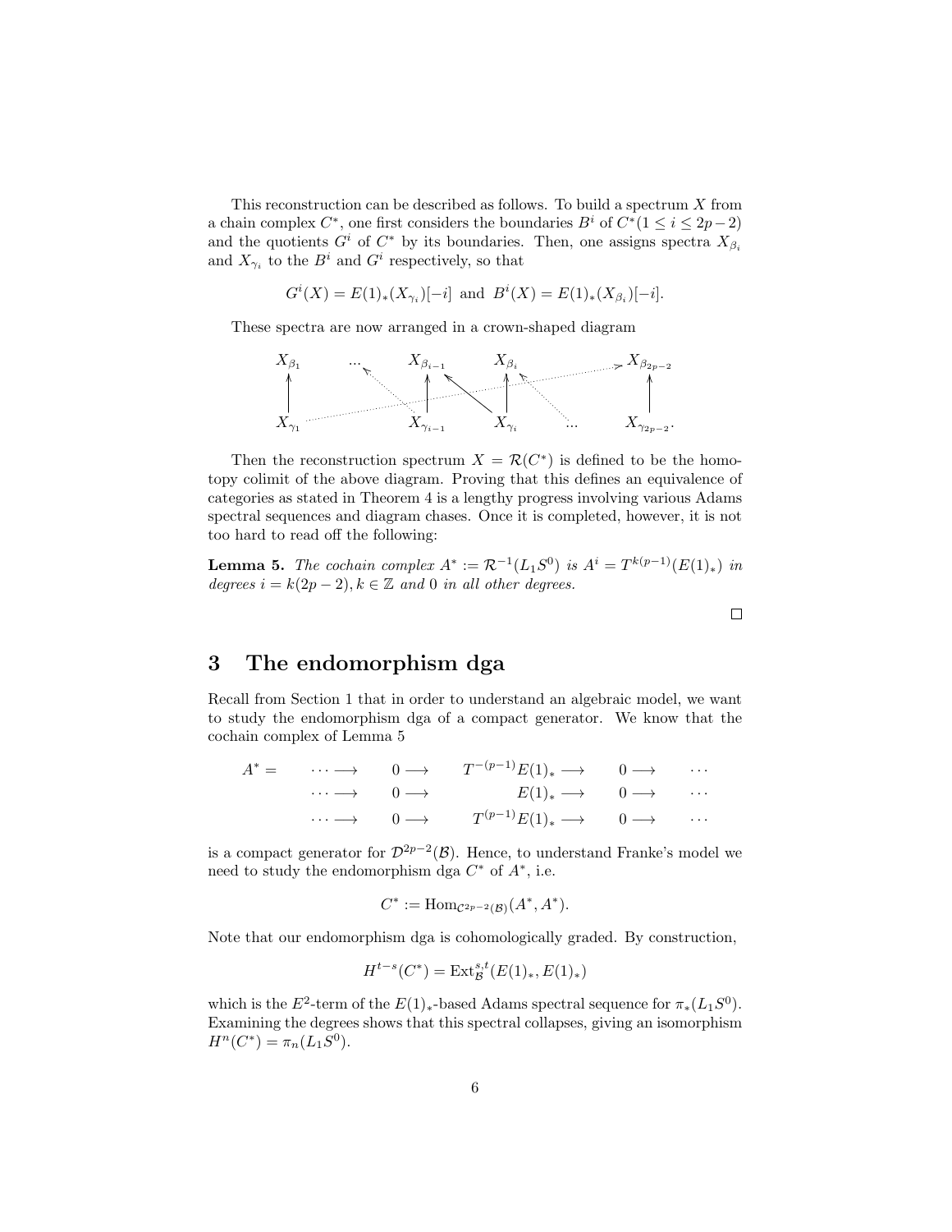This reconstruction can be described as follows. To build a spectrum $X$ from a chain complex $C^*$, one first considers the boundaries $B^i$ of $C^*(1 \leq i \leq 2p-2)$ and the quotients $G^i$ of $C^*$ by its boundaries. Then, one assigns spectra $X_{\beta_i}$ and $X_{\gamma_i}$ to the $B^i$ and $G^i$ respectively, so that

$$G^i(X) = E(1)_*(X_{\gamma_i})[-i] \text{ and } B^i(X) = E(1)_*(X_{\beta_i})[-i].$$

These spectra are now arranged in a crown-shaped diagram

$$\begin{array}{ccccccc}
X_{\beta_1} & \cdots & X_{\beta_{i-1}} & & X_{\beta_i} & & X_{\beta_{2p-2}} \\
\uparrow & & \uparrow & & \uparrow & & \uparrow \\
X_{\gamma_1} & & X_{\gamma_{i-1}} & & X_{\gamma_i} & \cdots & X_{\gamma_{2p-2}}.
\end{array}$$

Then the reconstruction spectrum $X = \mathcal{R}(C^*)$ is defined to be the homotopy colimit of the above diagram. Proving that this defines an equivalence of categories as stated in Theorem 4 is a lengthy progress involving various Adams spectral sequences and diagram chases. Once it is completed, however, it is not too hard to read off the following:

**Lemma 5.** *The cochain complex $A^* := \mathcal{R}^{-1}(L_1 S^0)$ is $A^i = T^{k(p-1)}(E(1)_*)$ in degrees $i = k(2p-2), k \in \mathbb{Z}$ and $0$ in all other degrees.*

□

# 3 The endomorphism dga

Recall from Section 1 that in order to understand an algebraic model, we want to study the endomorphism dga of a compact generator. We know that the cochain complex of Lemma 5

$$\begin{array}{cccccc}
A^* = & \cdots \longrightarrow & 0 \longrightarrow & T^{-(p-1)}E(1)_* \longrightarrow & 0 \longrightarrow & \cdots \\
& \cdots \longrightarrow & 0 \longrightarrow & E(1)_* \longrightarrow & 0 \longrightarrow & \cdots \\
& \cdots \longrightarrow & 0 \longrightarrow & T^{(p-1)}E(1)_* \longrightarrow & 0 \longrightarrow & \cdots
\end{array}$$

is a compact generator for $\mathcal{D}^{2p-2}(\mathcal{B})$. Hence, to understand Franke's model we need to study the endomorphism dga $C^*$ of $A^*$, i.e.

$$C^* := \mathrm{Hom}_{\mathcal{C}^{2p-2}(\mathcal{B})}(A^*, A^*).$$

Note that our endomorphism dga is cohomologically graded. By construction,

$$H^{t-s}(C^*) = \mathrm{Ext}^{s,t}_{\mathcal{B}}(E(1)_*, E(1)_*)$$

which is the $E^2$-term of the $E(1)_*$-based Adams spectral sequence for $\pi_*(L_1 S^0)$. Examining the degrees shows that this spectral collapses, giving an isomorphism $H^n(C^*) = \pi_n(L_1 S^0)$.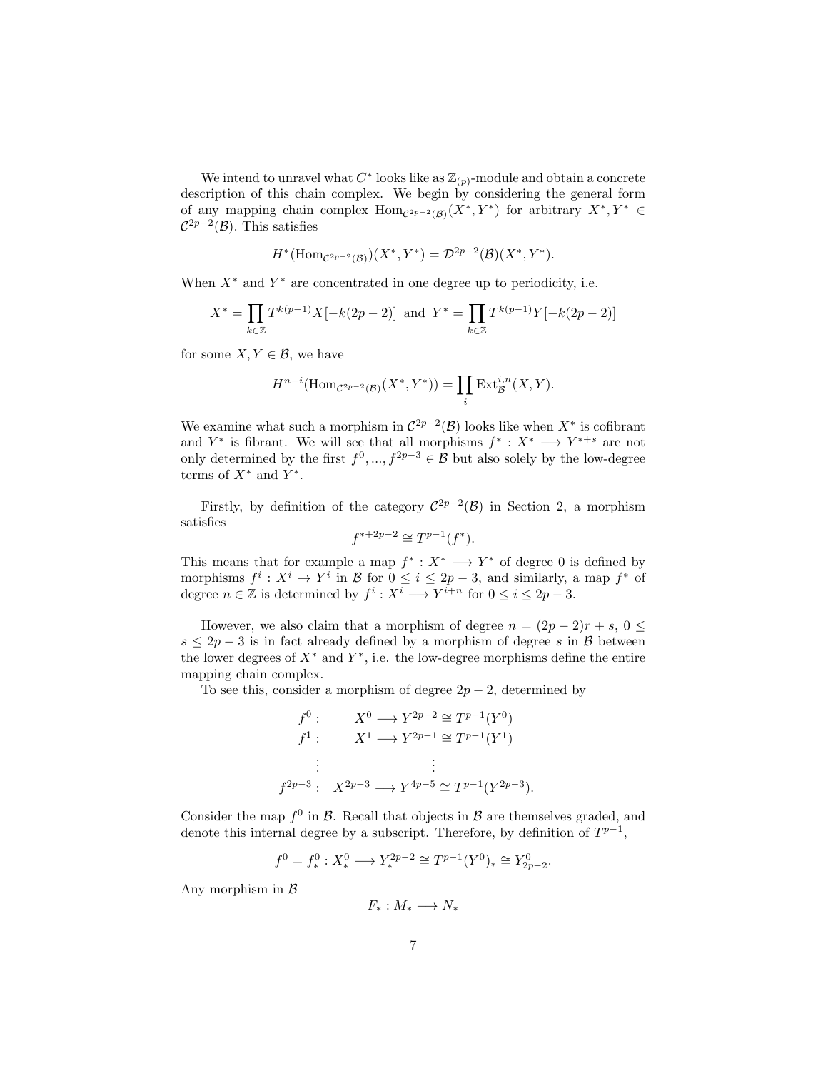We intend to unravel what $C^*$ looks like as $\mathbb{Z}_{(p)}$-module and obtain a concrete description of this chain complex. We begin by considering the general form of any mapping chain complex $\mathrm{Hom}_{\mathcal{C}^{2p-2}(\mathcal{B})}(X^*, Y^*)$ for arbitrary $X^*, Y^* \in \mathcal{C}^{2p-2}(\mathcal{B})$. This satisfies

$$H^*(\mathrm{Hom}_{\mathcal{C}^{2p-2}(\mathcal{B})})(X^*, Y^*) = \mathcal{D}^{2p-2}(\mathcal{B})(X^*, Y^*).$$

When $X^*$ and $Y^*$ are concentrated in one degree up to periodicity, i.e.

$$X^* = \prod_{k \in \mathbb{Z}} T^{k(p-1)} X[-k(2p-2)] \text{ and } Y^* = \prod_{k \in \mathbb{Z}} T^{k(p-1)} Y[-k(2p-2)]$$

for some $X, Y \in \mathcal{B}$, we have

$$H^{n-i}(\mathrm{Hom}_{\mathcal{C}^{2p-2}(\mathcal{B})}(X^*, Y^*)) = \prod_i \mathrm{Ext}^{i,n}_{\mathcal{B}}(X, Y).$$

We examine what such a morphism in $\mathcal{C}^{2p-2}(\mathcal{B})$ looks like when $X^*$ is cofibrant and $Y^*$ is fibrant. We will see that all morphisms $f^* : X^* \longrightarrow Y^{*+s}$ are not only determined by the first $f^0, ..., f^{2p-3} \in \mathcal{B}$ but also solely by the low-degree terms of $X^*$ and $Y^*$.

Firstly, by definition of the category $\mathcal{C}^{2p-2}(\mathcal{B})$ in Section 2, a morphism satisfies

$$f^{*+2p-2} \cong T^{p-1}(f^*).$$

This means that for example a map $f^* : X^* \longrightarrow Y^*$ of degree 0 is defined by morphisms $f^i : X^i \to Y^i$ in $\mathcal{B}$ for $0 \leq i \leq 2p-3$, and similarly, a map $f^*$ of degree $n \in \mathbb{Z}$ is determined by $f^i : X^i \longrightarrow Y^{i+n}$ for $0 \leq i \leq 2p-3$.

However, we also claim that a morphism of degree $n = (2p-2)r + s$, $0 \leq s \leq 2p-3$ is in fact already defined by a morphism of degree $s$ in $\mathcal{B}$ between the lower degrees of $X^*$ and $Y^*$, i.e. the low-degree morphisms define the entire mapping chain complex.

To see this, consider a morphism of degree $2p-2$, determined by

$$\begin{aligned}
f^0 : &\quad X^0 \longrightarrow Y^{2p-2} \cong T^{p-1}(Y^0) \\
f^1 : &\quad X^1 \longrightarrow Y^{2p-1} \cong T^{p-1}(Y^1) \\
&\quad \vdots \qquad\qquad \vdots \\
f^{2p-3} : &\quad X^{2p-3} \longrightarrow Y^{4p-5} \cong T^{p-1}(Y^{2p-3}).
\end{aligned}$$

Consider the map $f^0$ in $\mathcal{B}$. Recall that objects in $\mathcal{B}$ are themselves graded, and denote this internal degree by a subscript. Therefore, by definition of $T^{p-1}$,

$$f^0 = f^0_* : X^0_* \longrightarrow Y^{2p-2}_* \cong T^{p-1}(Y^0)_* \cong Y^0_{2p-2}.$$

Any morphism in $\mathcal{B}$

$$F_* : M_* \longrightarrow N_*$$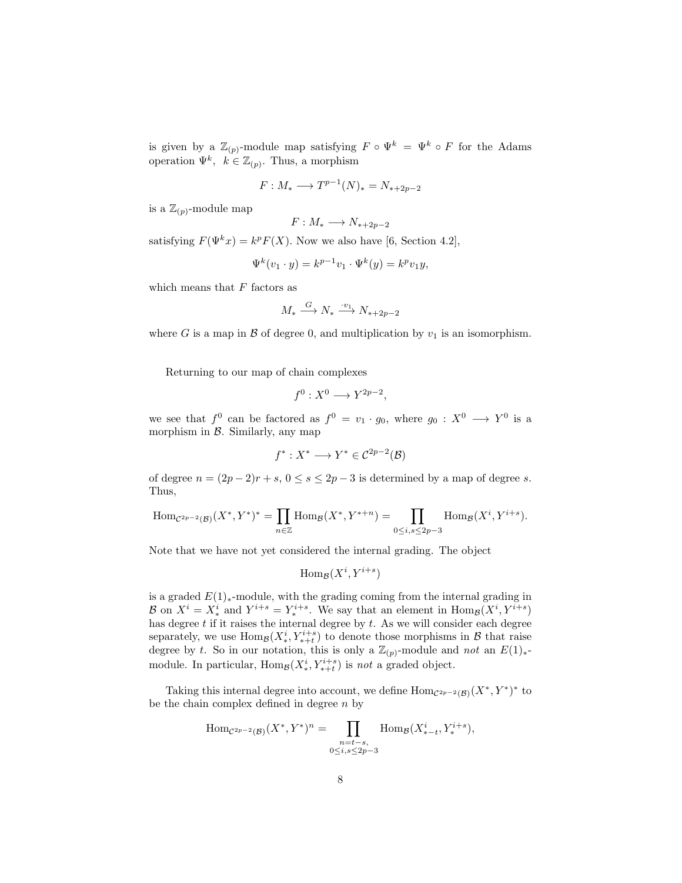is given by a $\mathbb{Z}_{(p)}$-module map satisfying $F \circ \Psi^k = \Psi^k \circ F$ for the Adams operation $\Psi^k$, $k \in \mathbb{Z}_{(p)}$. Thus, a morphism

$$F : M_* \longrightarrow T^{p-1}(N)_* = N_{*+2p-2}$$

is a $\mathbb{Z}_{(p)}$-module map

$$F : M_* \longrightarrow N_{*+2p-2}$$

satisfying $F(\Psi^k x) = k^p F(X)$. Now we also have [6, Section 4.2],

$$\Psi^k(v_1 \cdot y) = k^{p-1} v_1 \cdot \Psi^k(y) = k^p v_1 y,$$

which means that $F$ factors as

$$M_* \xrightarrow{G} N_* \xrightarrow{\cdot v_1} N_{*+2p-2}$$

where $G$ is a map in $\mathcal{B}$ of degree 0, and multiplication by $v_1$ is an isomorphism.

Returning to our map of chain complexes

$$f^0 : X^0 \longrightarrow Y^{2p-2},$$

we see that $f^0$ can be factored as $f^0 = v_1 \cdot g_0$, where $g_0 : X^0 \longrightarrow Y^0$ is a morphism in $\mathcal{B}$. Similarly, any map

$$f^* : X^* \longrightarrow Y^* \in \mathcal{C}^{2p-2}(\mathcal{B})$$

of degree $n = (2p-2)r + s$, $0 \leq s \leq 2p-3$ is determined by a map of degree $s$. Thus,

$$\mathrm{Hom}_{\mathcal{C}^{2p-2}(\mathcal{B})}(X^*, Y^*)^* = \prod_{n \in \mathbb{Z}} \mathrm{Hom}_{\mathcal{B}}(X^*, Y^{*+n}) = \prod_{0 \leq i,s \leq 2p-3} \mathrm{Hom}_{\mathcal{B}}(X^i, Y^{i+s}).$$

Note that we have not yet considered the internal grading. The object

$$\mathrm{Hom}_{\mathcal{B}}(X^i, Y^{i+s})$$

is a graded $E(1)_*$-module, with the grading coming from the internal grading in $\mathcal{B}$ on $X^i = X^i_*$ and $Y^{i+s} = Y^{i+s}_*$. We say that an element in $\mathrm{Hom}_{\mathcal{B}}(X^i, Y^{i+s})$ has degree $t$ if it raises the internal degree by $t$. As we will consider each degree separately, we use $\mathrm{Hom}_{\mathcal{B}}(X^i_*, Y^{i+s}_{*+t})$ to denote those morphisms in $\mathcal{B}$ that raise degree by $t$. So in our notation, this is only a $\mathbb{Z}_{(p)}$-module and *not* an $E(1)_*$-module. In particular, $\mathrm{Hom}_{\mathcal{B}}(X^i_*, Y^{i+s}_{*+t})$ is *not* a graded object.

Taking this internal degree into account, we define $\mathrm{Hom}_{\mathcal{C}^{2p-2}(\mathcal{B})}(X^*, Y^*)^*$ to be the chain complex defined in degree $n$ by

$$\mathrm{Hom}_{\mathcal{C}^{2p-2}(\mathcal{B})}(X^*, Y^*)^n = \prod_{\substack{n=t-s, \\ 0 \leq i,s \leq 2p-3}} \mathrm{Hom}_{\mathcal{B}}(X^i_{*-t}, Y^{i+s}_*),$$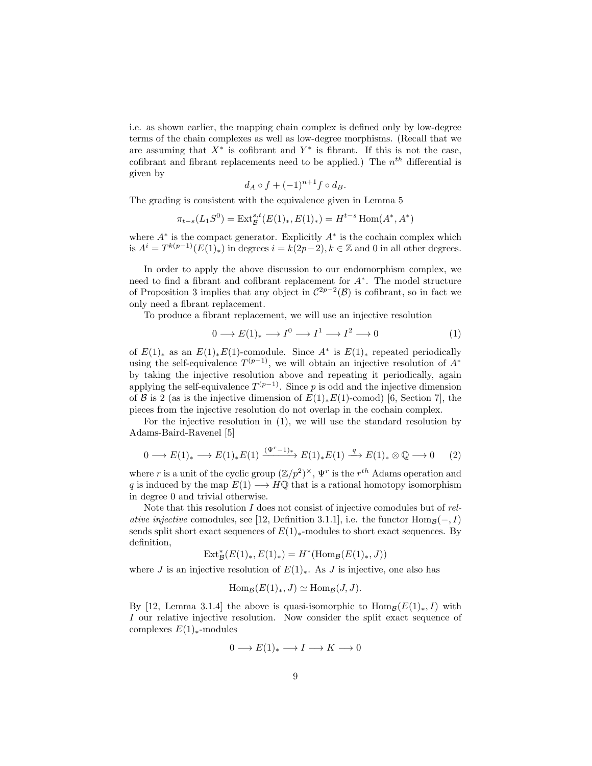i.e. as shown earlier, the mapping chain complex is defined only by low-degree terms of the chain complexes as well as low-degree morphisms. (Recall that we are assuming that $X^*$ is cofibrant and $Y^*$ is fibrant. If this is not the case, cofibrant and fibrant replacements need to be applied.) The $n^{th}$ differential is given by

$$d_A \circ f + (-1)^{n+1} f \circ d_B.$$

The grading is consistent with the equivalence given in Lemma 5

$$\pi_{t-s}(L_1 S^0) = \operatorname{Ext}^{s,t}_{\mathcal{B}}(E(1)_*, E(1)_*) = H^{t-s} \operatorname{Hom}(A^*, A^*)$$

where $A^*$ is the compact generator. Explicitly $A^*$ is the cochain complex which is $A^i = T^{k(p-1)}(E(1)_*)$ in degrees $i = k(2p-2), k \in \mathbb{Z}$ and 0 in all other degrees.

In order to apply the above discussion to our endomorphism complex, we need to find a fibrant and cofibrant replacement for $A^*$. The model structure of Proposition 3 implies that any object in $\mathcal{C}^{2p-2}(\mathcal{B})$ is cofibrant, so in fact we only need a fibrant replacement.

To produce a fibrant replacement, we will use an injective resolution

$$0 \longrightarrow E(1)_* \longrightarrow I^0 \longrightarrow I^1 \longrightarrow I^2 \longrightarrow 0 \tag{1}$$

of $E(1)_*$ as an $E(1)_*E(1)$-comodule. Since $A^*$ is $E(1)_*$ repeated periodically using the self-equivalence $T^{(p-1)}$, we will obtain an injective resolution of $A^*$ by taking the injective resolution above and repeating it periodically, again applying the self-equivalence $T^{(p-1)}$. Since $p$ is odd and the injective dimension of $\mathcal{B}$ is 2 (as is the injective dimension of $E(1)_*E(1)$-comod) [6, Section 7], the pieces from the injective resolution do not overlap in the cochain complex.

For the injective resolution in (1), we will use the standard resolution by Adams-Baird-Ravenel [5]

$$0 \longrightarrow E(1)_* \longrightarrow E(1)_*E(1) \xrightarrow{(\Psi^r - 1)_*} E(1)_*E(1) \xrightarrow{q} E(1)_* \otimes \mathbb{Q} \longrightarrow 0 \tag{2}$$

where $r$ is a unit of the cyclic group $(\mathbb{Z}/p^2)^\times$, $\Psi^r$ is the $r^{th}$ Adams operation and $q$ is induced by the map $E(1) \longrightarrow H\mathbb{Q}$ that is a rational homotopy isomorphism in degree 0 and trivial otherwise.

Note that this resolution $I$ does not consist of injective comodules but of *relative injective* comodules, see [12, Definition 3.1.1], i.e. the functor $\operatorname{Hom}_{\mathcal{B}}(-, I)$ sends split short exact sequences of $E(1)_*$-modules to short exact sequences. By definition,

$$\operatorname{Ext}^*_{\mathcal{B}}(E(1)_*, E(1)_*) = H^*(\operatorname{Hom}_{\mathcal{B}}(E(1)_*, J))$$

where $J$ is an injective resolution of $E(1)_*$. As $J$ is injective, one also has

$$\operatorname{Hom}_{\mathcal{B}}(E(1)_*, J) \simeq \operatorname{Hom}_{\mathcal{B}}(J, J).$$

By [12, Lemma 3.1.4] the above is quasi-isomorphic to $\operatorname{Hom}_{\mathcal{B}}(E(1)_*, I)$ with $I$ our relative injective resolution. Now consider the split exact sequence of complexes $E(1)_*$-modules

$$0 \longrightarrow E(1)_* \longrightarrow I \longrightarrow K \longrightarrow 0$$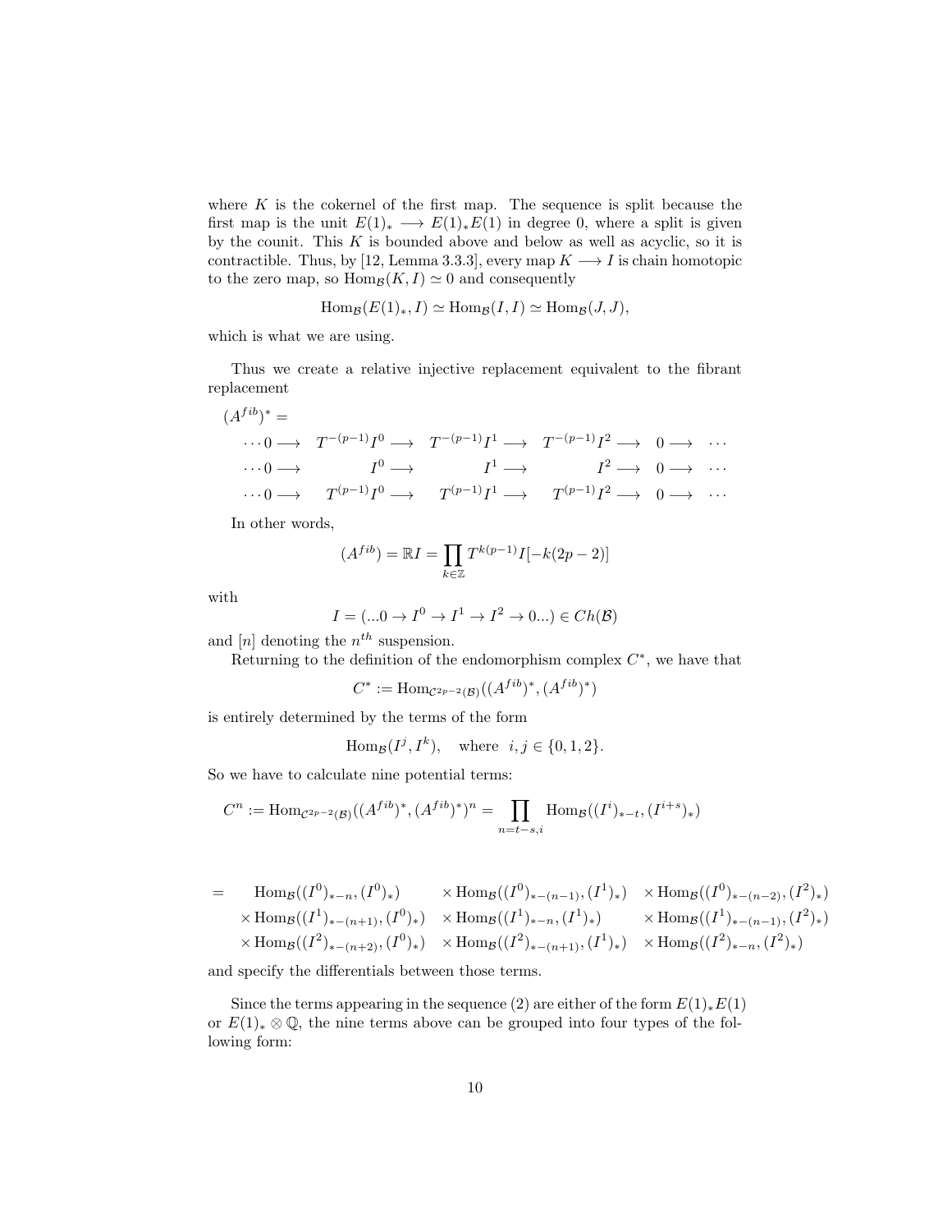where $K$ is the cokernel of the first map. The sequence is split because the first map is the unit $E(1)_* \longrightarrow E(1)_*E(1)$ in degree 0, where a split is given by the counit. This $K$ is bounded above and below as well as acyclic, so it is contractible. Thus, by [12, Lemma 3.3.3], every map $K \longrightarrow I$ is chain homotopic to the zero map, so $\mathrm{Hom}_{\mathcal{B}}(K, I) \simeq 0$ and consequently

$$\mathrm{Hom}_{\mathcal{B}}(E(1)_*, I) \simeq \mathrm{Hom}_{\mathcal{B}}(I, I) \simeq \mathrm{Hom}_{\mathcal{B}}(J, J),$$

which is what we are using.

Thus we create a relative injective replacement equivalent to the fibrant replacement

$$(A^{fib})^* =$$

$$\begin{array}{cccccccc}
\cdots 0 \longrightarrow & T^{-(p-1)}I^0 \longrightarrow & T^{-(p-1)}I^1 \longrightarrow & T^{-(p-1)}I^2 \longrightarrow & 0 \longrightarrow & \cdots \\
\cdots 0 \longrightarrow & I^0 \longrightarrow & I^1 \longrightarrow & I^2 \longrightarrow & 0 \longrightarrow & \cdots \\
\cdots 0 \longrightarrow & T^{(p-1)}I^0 \longrightarrow & T^{(p-1)}I^1 \longrightarrow & T^{(p-1)}I^2 \longrightarrow & 0 \longrightarrow & \cdots
\end{array}$$

In other words,

$$(A^{fib}) = \mathbb{R}I = \prod_{k \in \mathbb{Z}} T^{k(p-1)} I[-k(2p-2)]$$

with

$$I = (...0 \to I^0 \to I^1 \to I^2 \to 0...) \in Ch(\mathcal{B})$$

and $[n]$ denoting the $n^{th}$ suspension.

Returning to the definition of the endomorphism complex $C^*$, we have that

$$C^* := \mathrm{Hom}_{\mathcal{C}^{2p-2}(\mathcal{B})}((A^{fib})^*, (A^{fib})^*)$$

is entirely determined by the terms of the form

$$\mathrm{Hom}_{\mathcal{B}}(I^j, I^k), \quad \text{where} \quad i, j \in \{0, 1, 2\}.$$

So we have to calculate nine potential terms:

$$C^n := \mathrm{Hom}_{\mathcal{C}^{2p-2}(\mathcal{B})}((A^{fib})^*, (A^{fib})^*)^n = \prod_{n=t-s, i} \mathrm{Hom}_{\mathcal{B}}((I^i)_{*-t}, (I^{i+s})_*)$$

$$\begin{array}{rlll}
= & \mathrm{Hom}_{\mathcal{B}}((I^0)_{*-n}, (I^0)_*) & \times \mathrm{Hom}_{\mathcal{B}}((I^0)_{*-(n-1)}, (I^1)_*) & \times \mathrm{Hom}_{\mathcal{B}}((I^0)_{*-(n-2)}, (I^2)_*) \\
& \times \mathrm{Hom}_{\mathcal{B}}((I^1)_{*-(n+1)}, (I^0)_*) & \times \mathrm{Hom}_{\mathcal{B}}((I^1)_{*-n}, (I^1)_*) & \times \mathrm{Hom}_{\mathcal{B}}((I^1)_{*-(n-1)}, (I^2)_*) \\
& \times \mathrm{Hom}_{\mathcal{B}}((I^2)_{*-(n+2)}, (I^0)_*) & \times \mathrm{Hom}_{\mathcal{B}}((I^2)_{*-(n+1)}, (I^1)_*) & \times \mathrm{Hom}_{\mathcal{B}}((I^2)_{*-n}, (I^2)_*)
\end{array}$$

and specify the differentials between those terms.

Since the terms appearing in the sequence (2) are either of the form $E(1)_*E(1)$ or $E(1)_* \otimes \mathbb{Q}$, the nine terms above can be grouped into four types of the following form: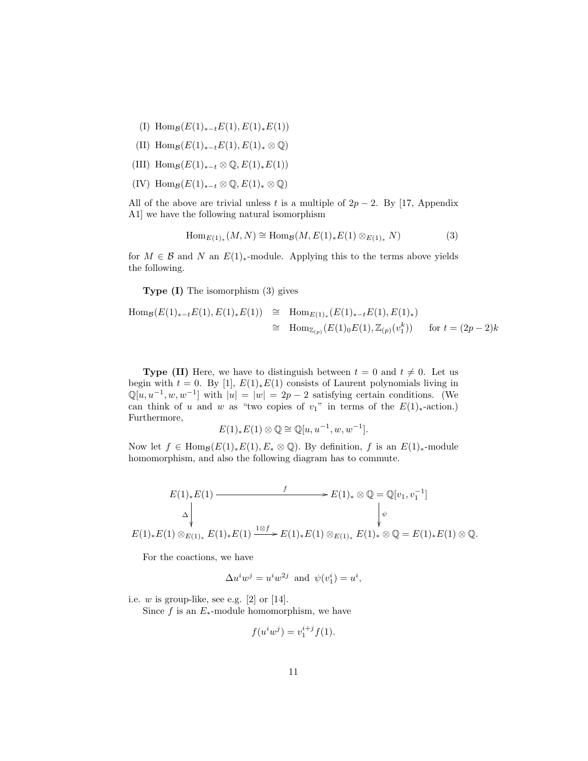(I) $\mathrm{Hom}_{\mathcal{B}}(E(1)_{*-t}E(1), E(1)_*E(1))$

(II) $\mathrm{Hom}_{\mathcal{B}}(E(1)_{*-t}E(1), E(1)_* \otimes \mathbb{Q})$

(III) $\mathrm{Hom}_{\mathcal{B}}(E(1)_{*-t} \otimes \mathbb{Q}, E(1)_*E(1))$

(IV) $\mathrm{Hom}_{\mathcal{B}}(E(1)_{*-t} \otimes \mathbb{Q}, E(1)_* \otimes \mathbb{Q})$

All of the above are trivial unless $t$ is a multiple of $2p-2$. By [17, Appendix A1] we have the following natural isomorphism

$$\mathrm{Hom}_{E(1)_*}(M, N) \cong \mathrm{Hom}_{\mathcal{B}}(M, E(1)_*E(1) \otimes_{E(1)_*} N) \tag{3}$$

for $M \in \mathcal{B}$ and $N$ an $E(1)_*$-module. Applying this to the terms above yields the following.

**Type (I)** The isomorphism (3) gives

$$\begin{aligned} \mathrm{Hom}_{\mathcal{B}}(E(1)_{*-t}E(1), E(1)_*E(1)) &\cong \mathrm{Hom}_{E(1)_*}(E(1)_{*-t}E(1), E(1)_*) \\ &\cong \mathrm{Hom}_{\mathbb{Z}_{(p)}}(E(1)_0E(1), \mathbb{Z}_{(p)}(v_1^k)) \qquad \text{for } t = (2p-2)k \end{aligned}$$

**Type (II)** Here, we have to distinguish between $t = 0$ and $t \neq 0$. Let us begin with $t = 0$. By [1], $E(1)_*E(1)$ consists of Laurent polynomials living in $\mathbb{Q}[u, u^{-1}, w, w^{-1}]$ with $|u| = |w| = 2p-2$ satisfying certain conditions. (We can think of $u$ and $w$ as "two copies of $v_1$" in terms of the $E(1)_*$-action.) Furthermore,

$$E(1)_*E(1) \otimes \mathbb{Q} \cong \mathbb{Q}[u, u^{-1}, w, w^{-1}].$$

Now let $f \in \mathrm{Hom}_{\mathcal{B}}(E(1)_*E(1), E_* \otimes \mathbb{Q})$. By definition, $f$ is an $E(1)_*$-module homomorphism, and also the following diagram has to commute.

$$\begin{array}{ccc} E(1)_*E(1) & \xrightarrow{\quad f \quad} & E(1)_* \otimes \mathbb{Q} = \mathbb{Q}[v_1, v_1^{-1}] \\ \Big\downarrow \Delta & & \Big\downarrow \psi \\ E(1)_*E(1) \otimes_{E(1)_*} E(1)_*E(1) & \xrightarrow{1 \otimes f} & E(1)_*E(1) \otimes_{E(1)_*} E(1)_* \otimes \mathbb{Q} = E(1)_*E(1) \otimes \mathbb{Q}. \end{array}$$

For the coactions, we have

$$\Delta u^i w^j = u^i w^{2j} \ \text{ and } \ \psi(v_1^i) = u^i,$$

i.e. $w$ is group-like, see e.g. [2] or [14].

Since $f$ is an $E_*$-module homomorphism, we have

$$f(u^i w^j) = v_1^{i+j} f(1).$$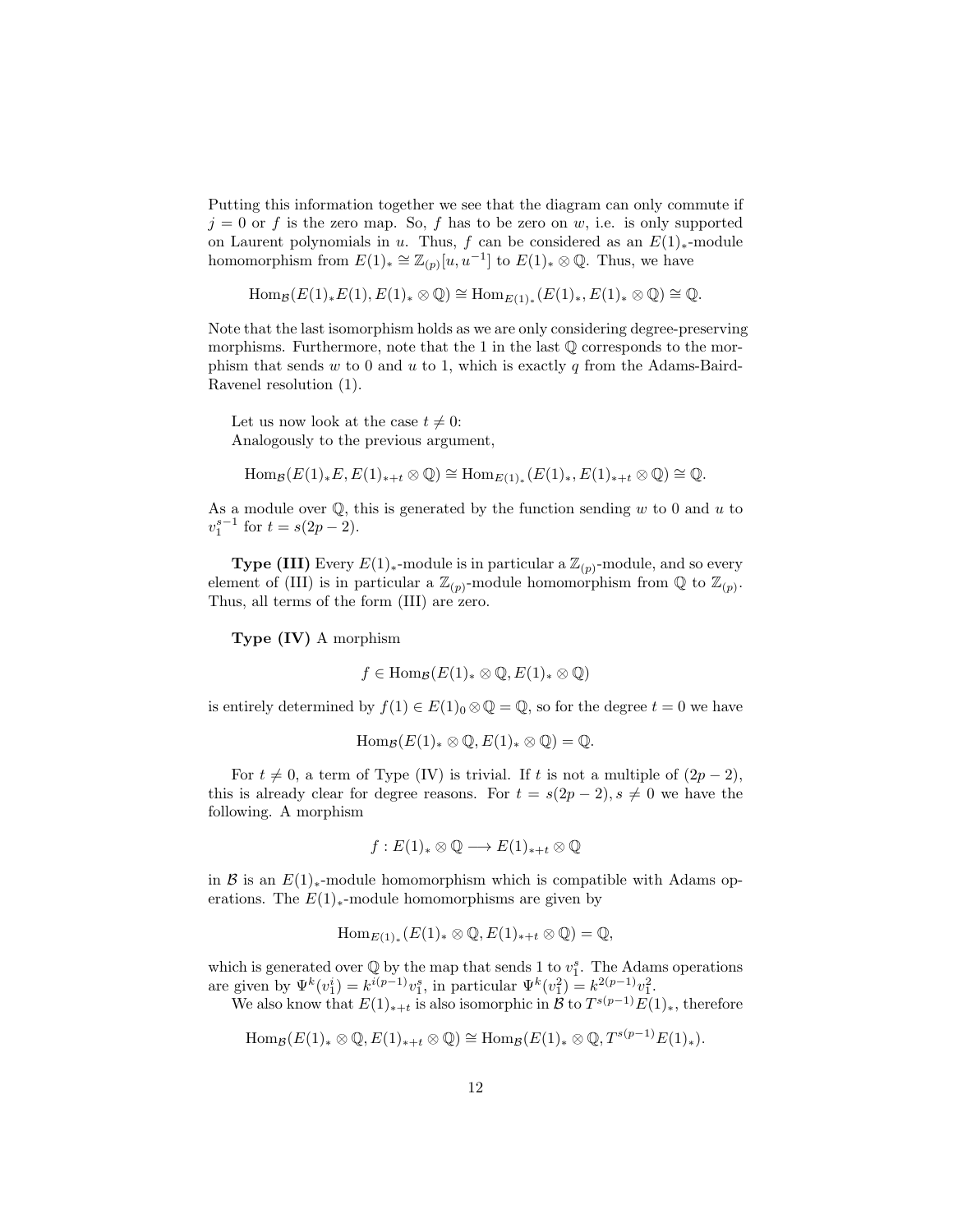Putting this information together we see that the diagram can only commute if $j = 0$ or $f$ is the zero map. So, $f$ has to be zero on $w$, i.e. is only supported on Laurent polynomials in $u$. Thus, $f$ can be considered as an $E(1)_*$-module homomorphism from $E(1)_* \cong \mathbb{Z}_{(p)}[u, u^{-1}]$ to $E(1)_* \otimes \mathbb{Q}$. Thus, we have

$$\mathrm{Hom}_{\mathcal{B}}(E(1)_*E(1), E(1)_* \otimes \mathbb{Q}) \cong \mathrm{Hom}_{E(1)_*}(E(1)_*, E(1)_* \otimes \mathbb{Q}) \cong \mathbb{Q}.$$

Note that the last isomorphism holds as we are only considering degree-preserving morphisms. Furthermore, note that the 1 in the last $\mathbb{Q}$ corresponds to the morphism that sends $w$ to 0 and $u$ to 1, which is exactly $q$ from the Adams-Baird-Ravenel resolution (1).

Let us now look at the case $t \neq 0$:
Analogously to the previous argument,

$$\mathrm{Hom}_{\mathcal{B}}(E(1)_*E, E(1)_{*+t} \otimes \mathbb{Q}) \cong \mathrm{Hom}_{E(1)_*}(E(1)_*, E(1)_{*+t} \otimes \mathbb{Q}) \cong \mathbb{Q}.$$

As a module over $\mathbb{Q}$, this is generated by the function sending $w$ to 0 and $u$ to $v_1^{s-1}$ for $t = s(2p-2)$.

**Type (III)** Every $E(1)_*$-module is in particular a $\mathbb{Z}_{(p)}$-module, and so every element of (III) is in particular a $\mathbb{Z}_{(p)}$-module homomorphism from $\mathbb{Q}$ to $\mathbb{Z}_{(p)}$. Thus, all terms of the form (III) are zero.

**Type (IV)** A morphism

$$f \in \mathrm{Hom}_{\mathcal{B}}(E(1)_* \otimes \mathbb{Q}, E(1)_* \otimes \mathbb{Q})$$

is entirely determined by $f(1) \in E(1)_0 \otimes \mathbb{Q} = \mathbb{Q}$, so for the degree $t = 0$ we have

$$\mathrm{Hom}_{\mathcal{B}}(E(1)_* \otimes \mathbb{Q}, E(1)_* \otimes \mathbb{Q}) = \mathbb{Q}.$$

For $t \neq 0$, a term of Type (IV) is trivial. If $t$ is not a multiple of $(2p-2)$, this is already clear for degree reasons. For $t = s(2p-2), s \neq 0$ we have the following. A morphism

$$f : E(1)_* \otimes \mathbb{Q} \longrightarrow E(1)_{*+t} \otimes \mathbb{Q}$$

in $\mathcal{B}$ is an $E(1)_*$-module homomorphism which is compatible with Adams operations. The $E(1)_*$-module homomorphisms are given by

$$\mathrm{Hom}_{E(1)_*}(E(1)_* \otimes \mathbb{Q}, E(1)_{*+t} \otimes \mathbb{Q}) = \mathbb{Q},$$

which is generated over $\mathbb{Q}$ by the map that sends 1 to $v_1^s$. The Adams operations are given by $\Psi^k(v_1^i) = k^{i(p-1)}v_1^s$, in particular $\Psi^k(v_1^2) = k^{2(p-1)}v_1^2$.

We also know that $E(1)_{*+t}$ is also isomorphic in $\mathcal{B}$ to $T^{s(p-1)}E(1)_*$, therefore

$$\mathrm{Hom}_{\mathcal{B}}(E(1)_* \otimes \mathbb{Q}, E(1)_{*+t} \otimes \mathbb{Q}) \cong \mathrm{Hom}_{\mathcal{B}}(E(1)_* \otimes \mathbb{Q}, T^{s(p-1)}E(1)_*).$$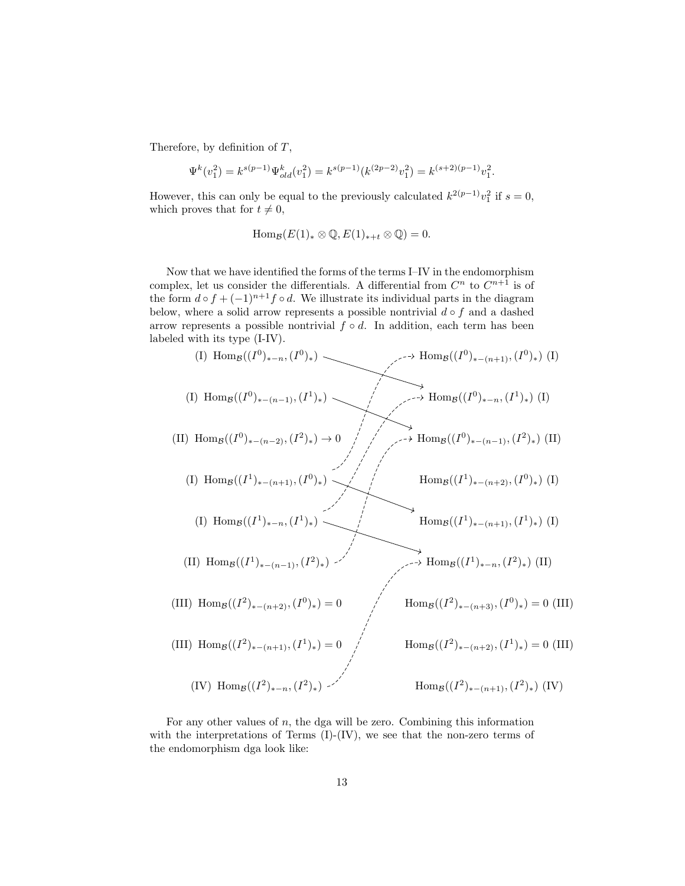Therefore, by definition of $T$,

$$\Psi^k(v_1^2) = k^{s(p-1)}\Psi^k_{old}(v_1^2) = k^{s(p-1)}(k^{(2p-2)}v_1^2) = k^{(s+2)(p-1)}v_1^2.$$

However, this can only be equal to the previously calculated $k^{2(p-1)}v_1^2$ if $s = 0$, which proves that for $t \neq 0$,

$$\mathrm{Hom}_{\mathcal{B}}(E(1)_* \otimes \mathbb{Q}, E(1)_{*+t} \otimes \mathbb{Q}) = 0.$$

Now that we have identified the forms of the terms I–IV in the endomorphism complex, let us consider the differentials. A differential from $C^n$ to $C^{n+1}$ is of the form $d \circ f + (-1)^{n+1} f \circ d$. We illustrate its individual parts in the diagram below, where a solid arrow represents a possible nontrivial $d \circ f$ and a dashed arrow represents a possible nontrivial $f \circ d$. In addition, each term has been labeled with its type (I-IV).

| Source ($C^n$) | Target ($C^{n+1}$) |
|---|---|
| (I) $\mathrm{Hom}_{\mathcal{B}}((I^0)_{*-n}, (I^0)_*)$ | $\mathrm{Hom}_{\mathcal{B}}((I^0)_{*-(n+1)}, (I^0)_*)$ (I) |
| (I) $\mathrm{Hom}_{\mathcal{B}}((I^0)_{*-(n-1)}, (I^1)_*)$ | $\mathrm{Hom}_{\mathcal{B}}((I^0)_{*-n}, (I^1)_*)$ (I) |
| (II) $\mathrm{Hom}_{\mathcal{B}}((I^0)_{*-(n-2)}, (I^2)_*) \to 0$ | $\mathrm{Hom}_{\mathcal{B}}((I^0)_{*-(n-1)}, (I^2)_*)$ (II) |
| (I) $\mathrm{Hom}_{\mathcal{B}}((I^1)_{*-(n+1)}, (I^0)_*)$ | $\mathrm{Hom}_{\mathcal{B}}((I^1)_{*-(n+2)}, (I^0)_*)$ (I) |
| (I) $\mathrm{Hom}_{\mathcal{B}}((I^1)_{*-n}, (I^1)_*)$ | $\mathrm{Hom}_{\mathcal{B}}((I^1)_{*-(n+1)}, (I^1)_*)$ (I) |
| (II) $\mathrm{Hom}_{\mathcal{B}}((I^1)_{*-(n-1)}, (I^2)_*)$ | $\mathrm{Hom}_{\mathcal{B}}((I^1)_{*-n}, (I^2)_*)$ (II) |
| (III) $\mathrm{Hom}_{\mathcal{B}}((I^2)_{*-(n+2)}, (I^0)_*) = 0$ | $\mathrm{Hom}_{\mathcal{B}}((I^2)_{*-(n+3)}, (I^0)_*) = 0$ (III) |
| (III) $\mathrm{Hom}_{\mathcal{B}}((I^2)_{*-(n+1)}, (I^1)_*) = 0$ | $\mathrm{Hom}_{\mathcal{B}}((I^2)_{*-(n+2)}, (I^1)_*) = 0$ (III) |
| (IV) $\mathrm{Hom}_{\mathcal{B}}((I^2)_{*-n}, (I^2)_*)$ | $\mathrm{Hom}_{\mathcal{B}}((I^2)_{*-(n+1)}, (I^2)_*)$ (IV) |

For any other values of $n$, the dga will be zero. Combining this information with the interpretations of Terms (I)-(IV), we see that the non-zero terms of the endomorphism dga look like: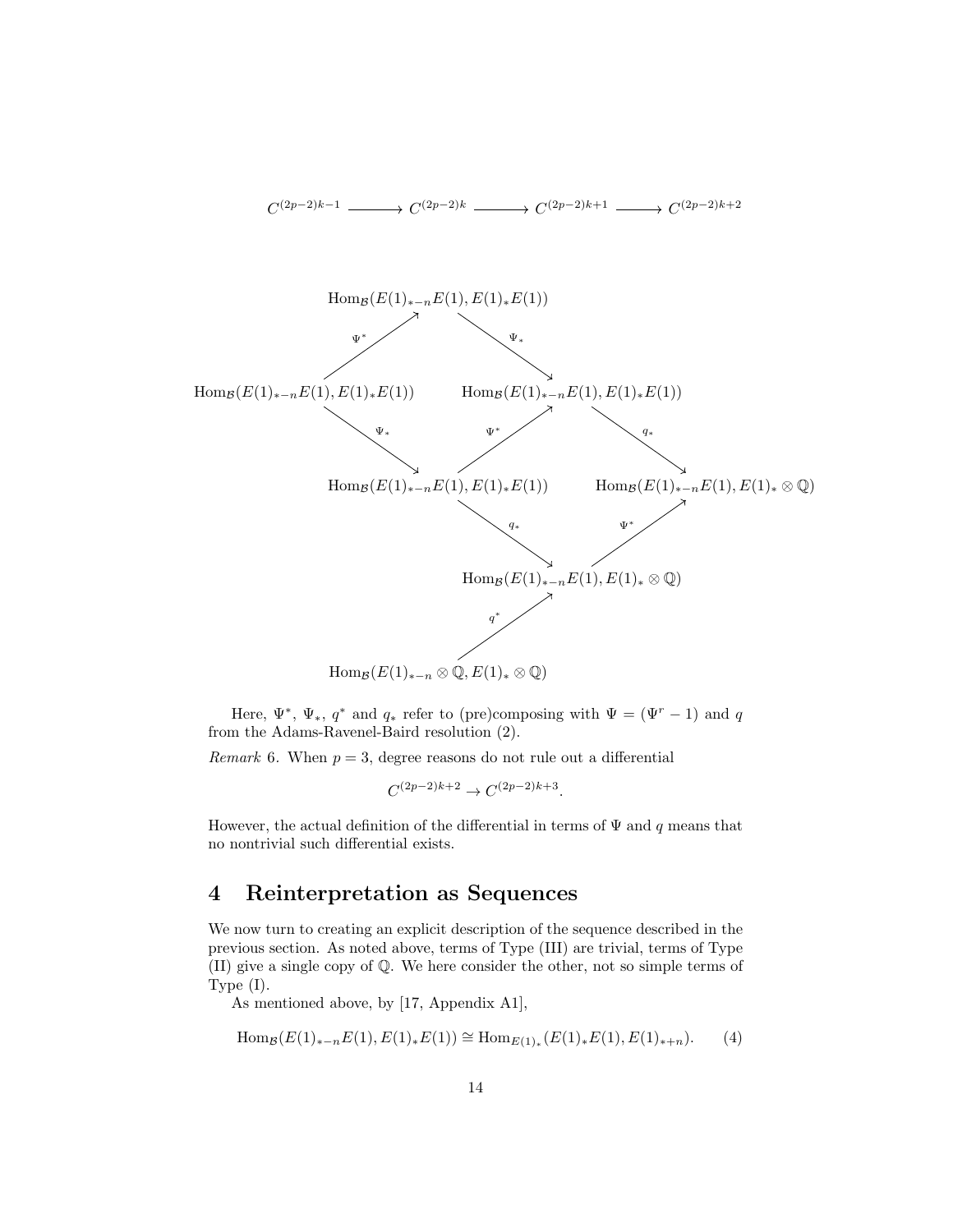$$C^{(2p-2)k-1} \longrightarrow C^{(2p-2)k} \longrightarrow C^{(2p-2)k+1} \longrightarrow C^{(2p-2)k+2}$$

$$\begin{array}{ccccc}
 & \mathrm{Hom}_{\mathcal{B}}(E(1)_{*-n}E(1), E(1)_*E(1)) & & & \\
 \nearrow^{\Psi^*} & & \searrow^{\Psi_*} & & \\
\mathrm{Hom}_{\mathcal{B}}(E(1)_{*-n}E(1), E(1)_*E(1)) & & \mathrm{Hom}_{\mathcal{B}}(E(1)_{*-n}E(1), E(1)_*E(1)) & & \\
 \searrow^{\Psi_*} & & \nearrow^{\Psi^*} \quad \searrow^{q_*} & & \\
 & \mathrm{Hom}_{\mathcal{B}}(E(1)_{*-n}E(1), E(1)_*E(1)) & & \mathrm{Hom}_{\mathcal{B}}(E(1)_{*-n}E(1), E(1)_* \otimes \mathbb{Q}) & \\
 & \searrow^{q_*} & & \nearrow^{\Psi^*} & \\
 & & \mathrm{Hom}_{\mathcal{B}}(E(1)_{*-n}E(1), E(1)_* \otimes \mathbb{Q}) & & \\
 & \nearrow^{q^*} & & & \\
 & \mathrm{Hom}_{\mathcal{B}}(E(1)_{*-n} \otimes \mathbb{Q}, E(1)_* \otimes \mathbb{Q}) & & &
\end{array}$$

Here, $\Psi^*$, $\Psi_*$, $q^*$ and $q_*$ refer to (pre)composing with $\Psi = (\Psi^r - 1)$ and $q$ from the Adams-Ravenel-Baird resolution (2).

*Remark* 6. When $p = 3$, degree reasons do not rule out a differential

$$C^{(2p-2)k+2} \to C^{(2p-2)k+3}.$$

However, the actual definition of the differential in terms of $\Psi$ and $q$ means that no nontrivial such differential exists.

## 4 Reinterpretation as Sequences

We now turn to creating an explicit description of the sequence described in the previous section. As noted above, terms of Type (III) are trivial, terms of Type (II) give a single copy of $\mathbb{Q}$. We here consider the other, not so simple terms of Type (I).

As mentioned above, by [17, Appendix A1],

$$\mathrm{Hom}_{\mathcal{B}}(E(1)_{*-n}E(1), E(1)_*E(1)) \cong \mathrm{Hom}_{E(1)_*}(E(1)_*E(1), E(1)_{*+n}). \qquad (4)$$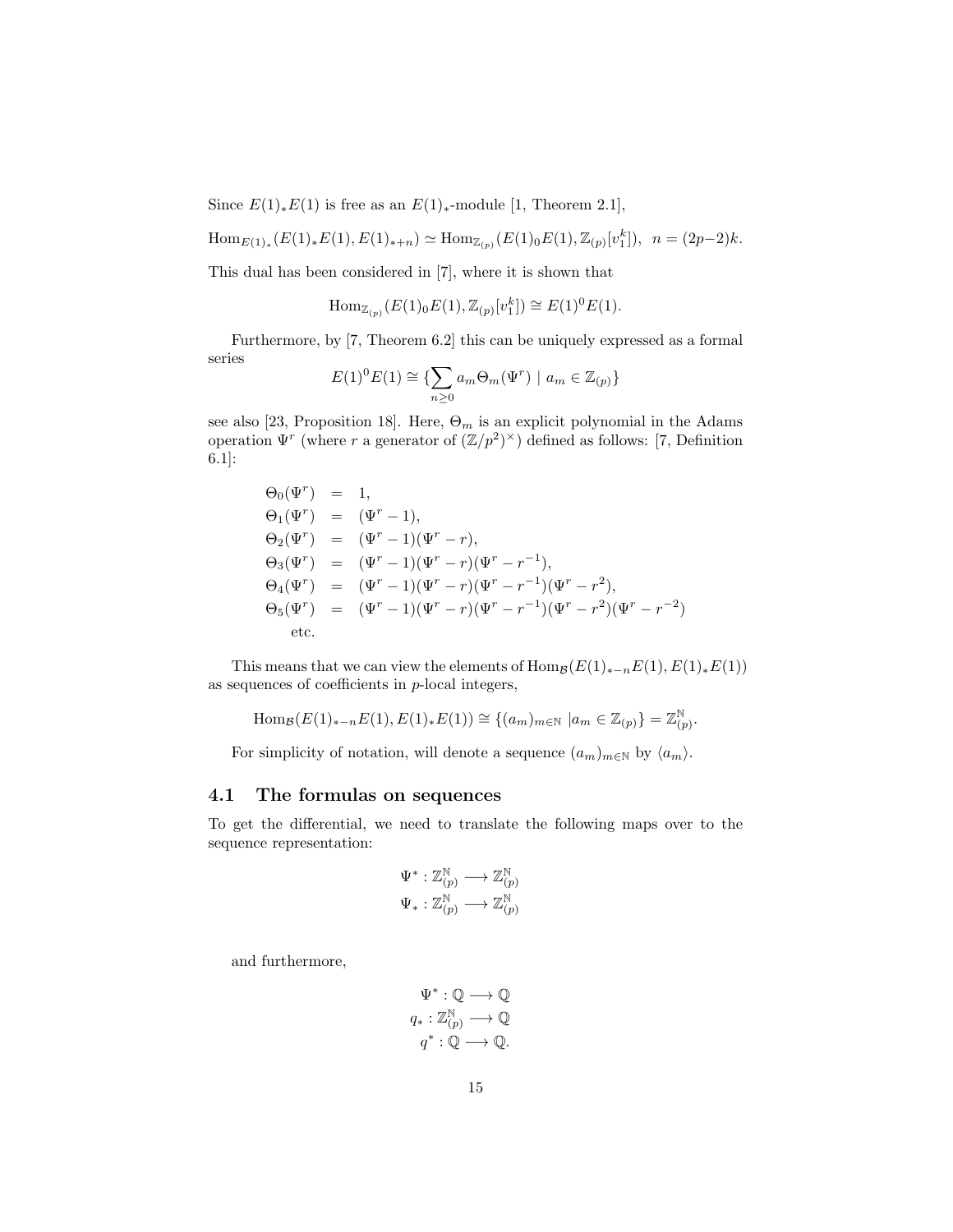Since $E(1)_*E(1)$ is free as an $E(1)_*$-module [1, Theorem 2.1],

$$\mathrm{Hom}_{E(1)_*}(E(1)_*E(1), E(1)_{*+n}) \simeq \mathrm{Hom}_{\mathbb{Z}_{(p)}}(E(1)_0E(1), \mathbb{Z}_{(p)}[v_1^k]), \ \ n = (2p-2)k.$$

This dual has been considered in [7], where it is shown that

$$\mathrm{Hom}_{\mathbb{Z}_{(p)}}(E(1)_0E(1), \mathbb{Z}_{(p)}[v_1^k]) \cong E(1)^0E(1).$$

Furthermore, by [7, Theorem 6.2] this can be uniquely expressed as a formal series

$$E(1)^0E(1) \cong \{\sum_{n\geq 0} a_m \Theta_m(\Psi^r) \mid a_m \in \mathbb{Z}_{(p)}\}$$

see also [23, Proposition 18]. Here, $\Theta_m$ is an explicit polynomial in the Adams operation $\Psi^r$ (where $r$ a generator of $(\mathbb{Z}/p^2)^\times$) defined as follows: [7, Definition 6.1]:

$$\begin{aligned}
\Theta_0(\Psi^r) &= 1,\\
\Theta_1(\Psi^r) &= (\Psi^r - 1),\\
\Theta_2(\Psi^r) &= (\Psi^r - 1)(\Psi^r - r),\\
\Theta_3(\Psi^r) &= (\Psi^r - 1)(\Psi^r - r)(\Psi^r - r^{-1}),\\
\Theta_4(\Psi^r) &= (\Psi^r - 1)(\Psi^r - r)(\Psi^r - r^{-1})(\Psi^r - r^2),\\
\Theta_5(\Psi^r) &= (\Psi^r - 1)(\Psi^r - r)(\Psi^r - r^{-1})(\Psi^r - r^2)(\Psi^r - r^{-2})\\
&\text{etc.}
\end{aligned}$$

This means that we can view the elements of $\mathrm{Hom}_{\mathcal{B}}(E(1)_{*-n}E(1), E(1)_*E(1))$ as sequences of coefficients in $p$-local integers,

$$\mathrm{Hom}_{\mathcal{B}}(E(1)_{*-n}E(1), E(1)_*E(1)) \cong \{(a_m)_{m\in\mathbb{N}} \mid a_m \in \mathbb{Z}_{(p)}\} = \mathbb{Z}_{(p)}^{\mathbb{N}}.$$

For simplicity of notation, will denote a sequence $(a_m)_{m\in\mathbb{N}}$ by $\langle a_m \rangle$.

### 4.1 The formulas on sequences

To get the differential, we need to translate the following maps over to the sequence representation:

$$\Psi^* : \mathbb{Z}_{(p)}^{\mathbb{N}} \longrightarrow \mathbb{Z}_{(p)}^{\mathbb{N}}$$
$$\Psi_* : \mathbb{Z}_{(p)}^{\mathbb{N}} \longrightarrow \mathbb{Z}_{(p)}^{\mathbb{N}}$$

and furthermore,

$$\Psi^* : \mathbb{Q} \longrightarrow \mathbb{Q}$$
$$q_* : \mathbb{Z}_{(p)}^{\mathbb{N}} \longrightarrow \mathbb{Q}$$
$$q^* : \mathbb{Q} \longrightarrow \mathbb{Q}.$$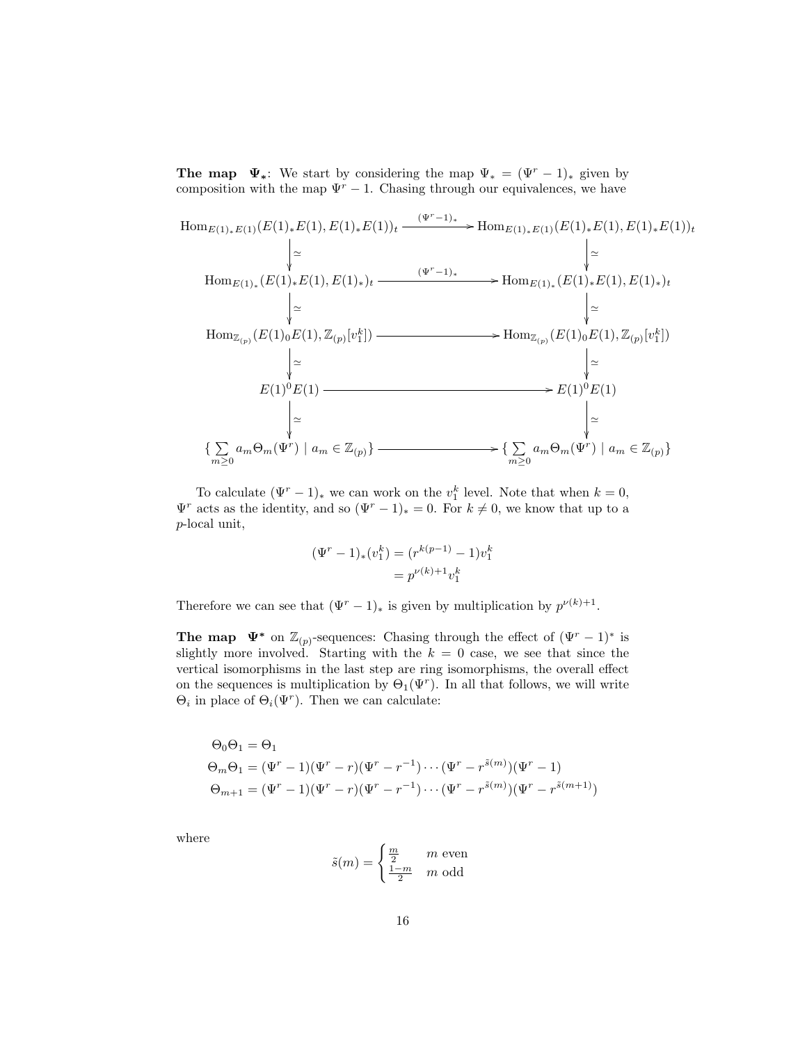**The map** $\Psi_*$: We start by considering the map $\Psi_* = (\Psi^r - 1)_*$ given by composition with the map $\Psi^r - 1$. Chasing through our equivalences, we have

$$
\begin{array}{ccc}
\mathrm{Hom}_{E(1)_*E(1)}(E(1)_*E(1), E(1)_*E(1))_t & \xrightarrow{(\Psi^r-1)_*} & \mathrm{Hom}_{E(1)_*E(1)}(E(1)_*E(1), E(1)_*E(1))_t \\
\downarrow \simeq & & \downarrow \simeq \\
\mathrm{Hom}_{E(1)_*}(E(1)_*E(1), E(1)_*)_t & \xrightarrow{(\Psi^r-1)_*} & \mathrm{Hom}_{E(1)_*}(E(1)_*E(1), E(1)_*)_t \\
\downarrow \simeq & & \downarrow \simeq \\
\mathrm{Hom}_{\mathbb{Z}_{(p)}}(E(1)_0E(1), \mathbb{Z}_{(p)}[v_1^k]) & \longrightarrow & \mathrm{Hom}_{\mathbb{Z}_{(p)}}(E(1)_0E(1), \mathbb{Z}_{(p)}[v_1^k]) \\
\downarrow \simeq & & \downarrow \simeq \\
E(1)^0E(1) & \longrightarrow & E(1)^0E(1) \\
\downarrow \simeq & & \downarrow \simeq \\
\{\sum_{m\geq 0} a_m\Theta_m(\Psi^r) \mid a_m \in \mathbb{Z}_{(p)}\} & \longrightarrow & \{\sum_{m\geq 0} a_m\Theta_m(\Psi^r) \mid a_m \in \mathbb{Z}_{(p)}\}
\end{array}
$$

To calculate $(\Psi^r - 1)_*$ we can work on the $v_1^k$ level. Note that when $k = 0$, $\Psi^r$ acts as the identity, and so $(\Psi^r - 1)_* = 0$. For $k \neq 0$, we know that up to a $p$-local unit,

$$
\begin{aligned}
(\Psi^r - 1)_*(v_1^k) &= (r^{k(p-1)} - 1)v_1^k \\
&= p^{\nu(k)+1}v_1^k
\end{aligned}
$$

Therefore we can see that $(\Psi^r - 1)_*$ is given by multiplication by $p^{\nu(k)+1}$.

**The map** $\Psi^*$ **on** $\mathbb{Z}_{(p)}$**-sequences**: Chasing through the effect of $(\Psi^r - 1)^*$ is slightly more involved. Starting with the $k = 0$ case, we see that since the vertical isomorphisms in the last step are ring isomorphisms, the overall effect on the sequences is multiplication by $\Theta_1(\Psi^r)$. In all that follows, we will write $\Theta_i$ in place of $\Theta_i(\Psi^r)$. Then we can calculate:

$$
\begin{aligned}
&\Theta_0\Theta_1 = \Theta_1 \\
&\Theta_m\Theta_1 = (\Psi^r - 1)(\Psi^r - r)(\Psi^r - r^{-1}) \cdots (\Psi^r - r^{\tilde{s}(m)})(\Psi^r - 1) \\
&\Theta_{m+1} = (\Psi^r - 1)(\Psi^r - r)(\Psi^r - r^{-1}) \cdots (\Psi^r - r^{\tilde{s}(m)})(\Psi^r - r^{\tilde{s}(m+1)})
\end{aligned}
$$

where

$$
\tilde{s}(m) = \begin{cases} \frac{m}{2} & m \text{ even} \\ \frac{1-m}{2} & m \text{ odd} \end{cases}
$$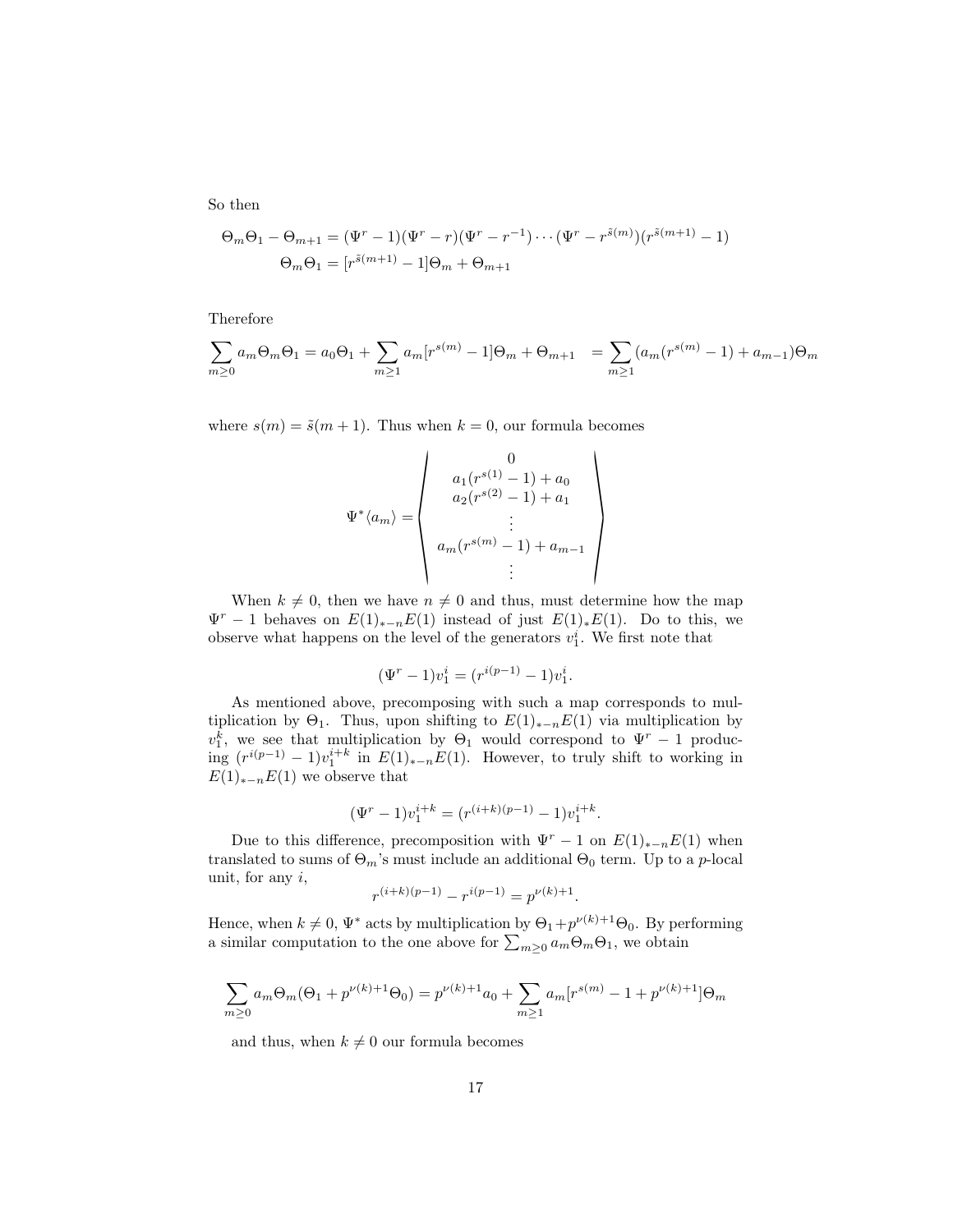So then

$$\begin{aligned}\Theta_m\Theta_1 - \Theta_{m+1} &= (\Psi^r - 1)(\Psi^r - r)(\Psi^r - r^{-1})\cdots(\Psi^r - r^{\tilde{s}(m)})(r^{\tilde{s}(m+1)} - 1)\\ \Theta_m\Theta_1 &= [r^{\tilde{s}(m+1)} - 1]\Theta_m + \Theta_{m+1}\end{aligned}$$

Therefore

$$\sum_{m\geq 0} a_m\Theta_m\Theta_1 = a_0\Theta_1 + \sum_{m\geq 1} a_m[r^{s(m)} - 1]\Theta_m + \Theta_{m+1} \quad = \sum_{m\geq 1}(a_m(r^{s(m)} - 1) + a_{m-1})\Theta_m$$

where $s(m) = \tilde{s}(m+1)$. Thus when $k = 0$, our formula becomes

$$\Psi^*\langle a_m\rangle = \left\langle \begin{array}{c} 0 \\ a_1(r^{s(1)} - 1) + a_0 \\ a_2(r^{s(2)} - 1) + a_1 \\ \vdots \\ a_m(r^{s(m)} - 1) + a_{m-1} \\ \vdots \end{array} \right\rangle$$

When $k \neq 0$, then we have $n \neq 0$ and thus, must determine how the map $\Psi^r - 1$ behaves on $E(1)_{*-n}E(1)$ instead of just $E(1)_*E(1)$. Do to this, we observe what happens on the level of the generators $v_1^i$. We first note that

$$(\Psi^r - 1)v_1^i = (r^{i(p-1)} - 1)v_1^i.$$

As mentioned above, precomposing with such a map corresponds to multiplication by $\Theta_1$. Thus, upon shifting to $E(1)_{*-n}E(1)$ via multiplication by $v_1^k$, we see that multiplication by $\Theta_1$ would correspond to $\Psi^r - 1$ producing $(r^{i(p-1)} - 1)v_1^{i+k}$ in $E(1)_{*-n}E(1)$. However, to truly shift to working in $E(1)_{*-n}E(1)$ we observe that

$$(\Psi^r - 1)v_1^{i+k} = (r^{(i+k)(p-1)} - 1)v_1^{i+k}.$$

Due to this difference, precomposition with $\Psi^r - 1$ on $E(1)_{*-n}E(1)$ when translated to sums of $\Theta_m$'s must include an additional $\Theta_0$ term. Up to a $p$-local unit, for any $i$,

$$r^{(i+k)(p-1)} - r^{i(p-1)} = p^{\nu(k)+1}.$$

Hence, when $k \neq 0$, $\Psi^*$ acts by multiplication by $\Theta_1 + p^{\nu(k)+1}\Theta_0$. By performing a similar computation to the one above for $\sum_{m\geq 0} a_m\Theta_m\Theta_1$, we obtain

$$\sum_{m\geq 0} a_m\Theta_m(\Theta_1 + p^{\nu(k)+1}\Theta_0) = p^{\nu(k)+1}a_0 + \sum_{m\geq 1} a_m[r^{s(m)} - 1 + p^{\nu(k)+1}]\Theta_m$$

and thus, when $k \neq 0$ our formula becomes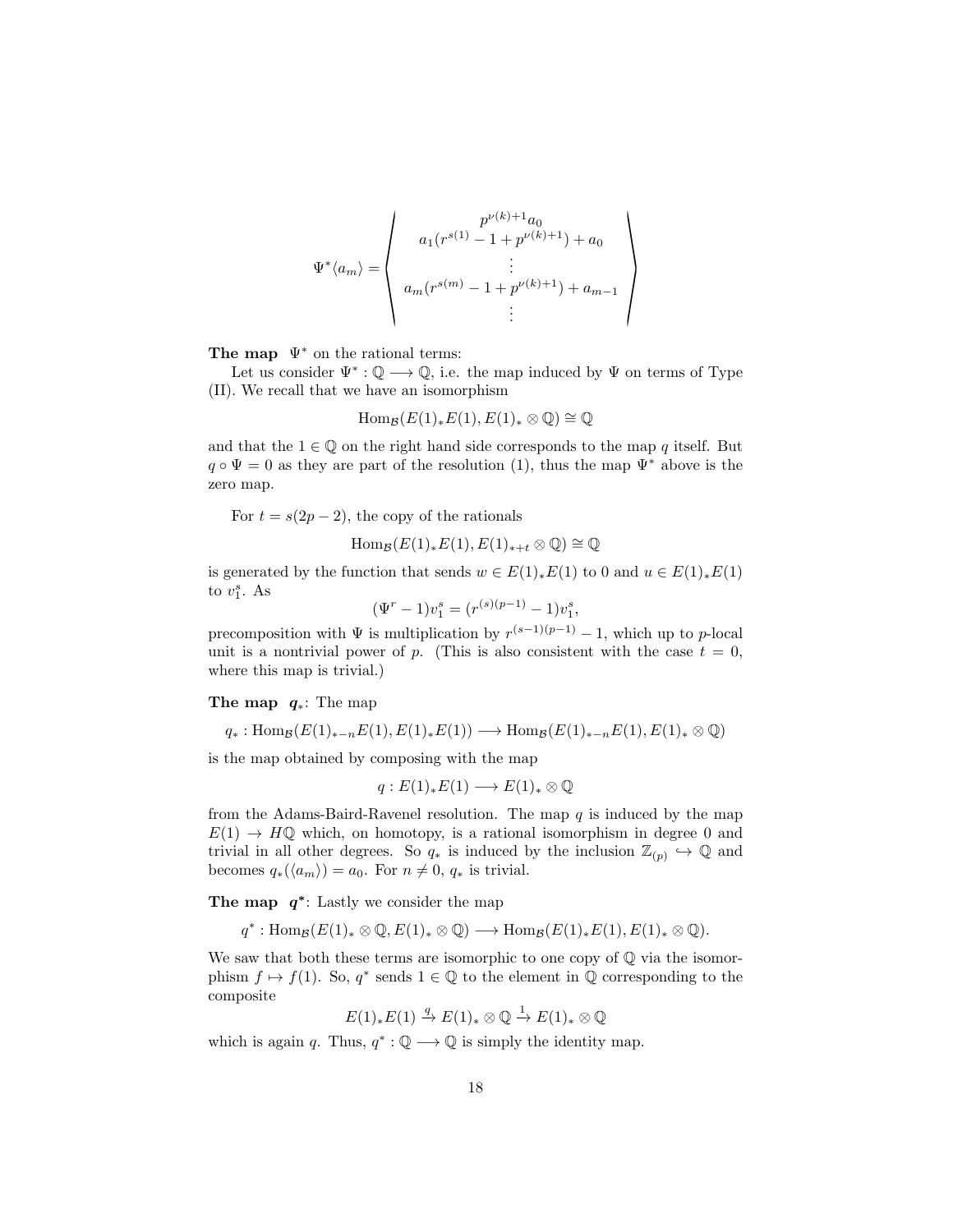$$
\Psi^*\langle a_m\rangle = \left\langle \begin{array}{c} p^{\nu(k)+1}a_0 \\ a_1(r^{s(1)}-1+p^{\nu(k)+1})+a_0 \\ \vdots \\ a_m(r^{s(m)}-1+p^{\nu(k)+1})+a_{m-1} \\ \vdots \end{array} \right\rangle
$$

**The map** $\Psi^*$ on the rational terms:

Let us consider $\Psi^* : \mathbb{Q} \longrightarrow \mathbb{Q}$, i.e. the map induced by $\Psi$ on terms of Type (II). We recall that we have an isomorphism

$$\mathrm{Hom}_{\mathcal{B}}(E(1)_*E(1), E(1)_* \otimes \mathbb{Q}) \cong \mathbb{Q}$$

and that the $1 \in \mathbb{Q}$ on the right hand side corresponds to the map $q$ itself. But $q \circ \Psi = 0$ as they are part of the resolution (1), thus the map $\Psi^*$ above is the zero map.

For $t = s(2p-2)$, the copy of the rationals

$$\mathrm{Hom}_{\mathcal{B}}(E(1)_*E(1), E(1)_{*+t} \otimes \mathbb{Q}) \cong \mathbb{Q}$$

is generated by the function that sends $w \in E(1)_*E(1)$ to 0 and $u \in E(1)_*E(1)$ to $v_1^s$. As

$$(\Psi^r - 1)v_1^s = (r^{(s)(p-1)} - 1)v_1^s,$$

precomposition with $\Psi$ is multiplication by $r^{(s-1)(p-1)} - 1$, which up to $p$-local unit is a nontrivial power of $p$. (This is also consistent with the case $t = 0$, where this map is trivial.)

**The map** $q_*$: The map

$$q_* : \mathrm{Hom}_{\mathcal{B}}(E(1)_{*-n}E(1), E(1)_*E(1)) \longrightarrow \mathrm{Hom}_{\mathcal{B}}(E(1)_{*-n}E(1), E(1)_* \otimes \mathbb{Q})$$

is the map obtained by composing with the map

$$q : E(1)_*E(1) \longrightarrow E(1)_* \otimes \mathbb{Q}$$

from the Adams-Baird-Ravenel resolution. The map $q$ is induced by the map $E(1) \to H\mathbb{Q}$ which, on homotopy, is a rational isomorphism in degree 0 and trivial in all other degrees. So $q_*$ is induced by the inclusion $\mathbb{Z}_{(p)} \hookrightarrow \mathbb{Q}$ and becomes $q_*(\langle a_m\rangle) = a_0$. For $n \neq 0$, $q_*$ is trivial.

**The map** $q^*$: Lastly we consider the map

$$q^* : \mathrm{Hom}_{\mathcal{B}}(E(1)_* \otimes \mathbb{Q}, E(1)_* \otimes \mathbb{Q}) \longrightarrow \mathrm{Hom}_{\mathcal{B}}(E(1)_*E(1), E(1)_* \otimes \mathbb{Q}).$$

We saw that both these terms are isomorphic to one copy of $\mathbb{Q}$ via the isomorphism $f \mapsto f(1)$. So, $q^*$ sends $1 \in \mathbb{Q}$ to the element in $\mathbb{Q}$ corresponding to the composite

$$E(1)_*E(1) \xrightarrow{q} E(1)_* \otimes \mathbb{Q} \xrightarrow{1} E(1)_* \otimes \mathbb{Q}$$

which is again $q$. Thus, $q^* : \mathbb{Q} \longrightarrow \mathbb{Q}$ is simply the identity map.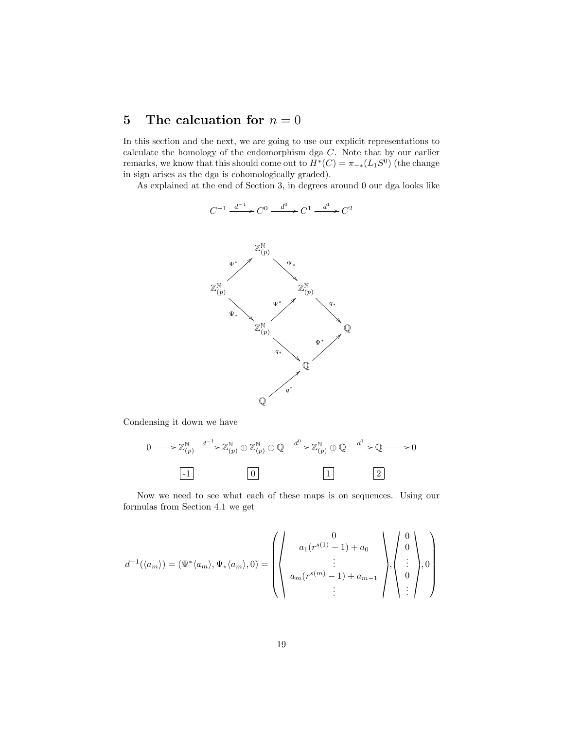# 5 The calcuation for $n = 0$

In this section and the next, we are going to use our explicit representations to calculate the homology of the endomorphism dga $C$. Note that by our earlier remarks, we know that this should come out to $H^*(C) = \pi_{-*}(L_1 S^0)$ (the change in sign arises as the dga is cohomologically graded).

As explained at the end of Section 3, in degrees around 0 our dga looks like

$$C^{-1} \xrightarrow{d^{-1}} C^0 \xrightarrow{d^0} C^1 \xrightarrow{d^1} C^2$$

$$\begin{array}{ccccccc}
 & & \mathbb{Z}_{(p)}^{\mathbb{N}} & & & & \\
 & \overset{\Psi^*}{\nearrow} & & \overset{\Psi_*}{\searrow} & & & \\
\mathbb{Z}_{(p)}^{\mathbb{N}} & & & & \mathbb{Z}_{(p)}^{\mathbb{N}} & & \\
 & \underset{\Psi_*}{\searrow} & & \overset{\Psi^*}{\nearrow} & & \overset{q_*}{\searrow} & \\
 & & \mathbb{Z}_{(p)}^{\mathbb{N}} & & & & \mathbb{Q} \\
 & & & \underset{q_*}{\searrow} & & \overset{\Psi^*}{\nearrow} & \\
 & & & & \mathbb{Q} & & \\
 & & & \overset{q^*}{\nearrow} & & & \\
 & & \mathbb{Q} & & & &
\end{array}$$

Condensing it down we have

$$0 \longrightarrow \mathbb{Z}_{(p)}^{\mathbb{N}} \xrightarrow{d^{-1}} \mathbb{Z}_{(p)}^{\mathbb{N}} \oplus \mathbb{Z}_{(p)}^{\mathbb{N}} \oplus \mathbb{Q} \xrightarrow{d^0} \mathbb{Z}_{(p)}^{\mathbb{N}} \oplus \mathbb{Q} \xrightarrow{d^1} \mathbb{Q} \longrightarrow 0$$

$$\boxed{-1} \qquad\qquad \boxed{0} \qquad\qquad \boxed{1} \qquad\qquad \boxed{2}$$

Now we need to see what each of these maps is on sequences. Using our formulas from Section 4.1 we get

$$d^{-1}(\langle a_m \rangle) = (\Psi^* \langle a_m \rangle, \Psi_* \langle a_m \rangle, 0) = \left( \left\langle \begin{array}{c} 0 \\ a_1(r^{s(1)} - 1) + a_0 \\ \vdots \\ a_m(r^{s(m)} - 1) + a_{m-1} \\ \vdots \end{array} \right\rangle, \left\langle \begin{array}{c} 0 \\ 0 \\ \vdots \\ 0 \\ \vdots \end{array} \right\rangle, 0 \right)$$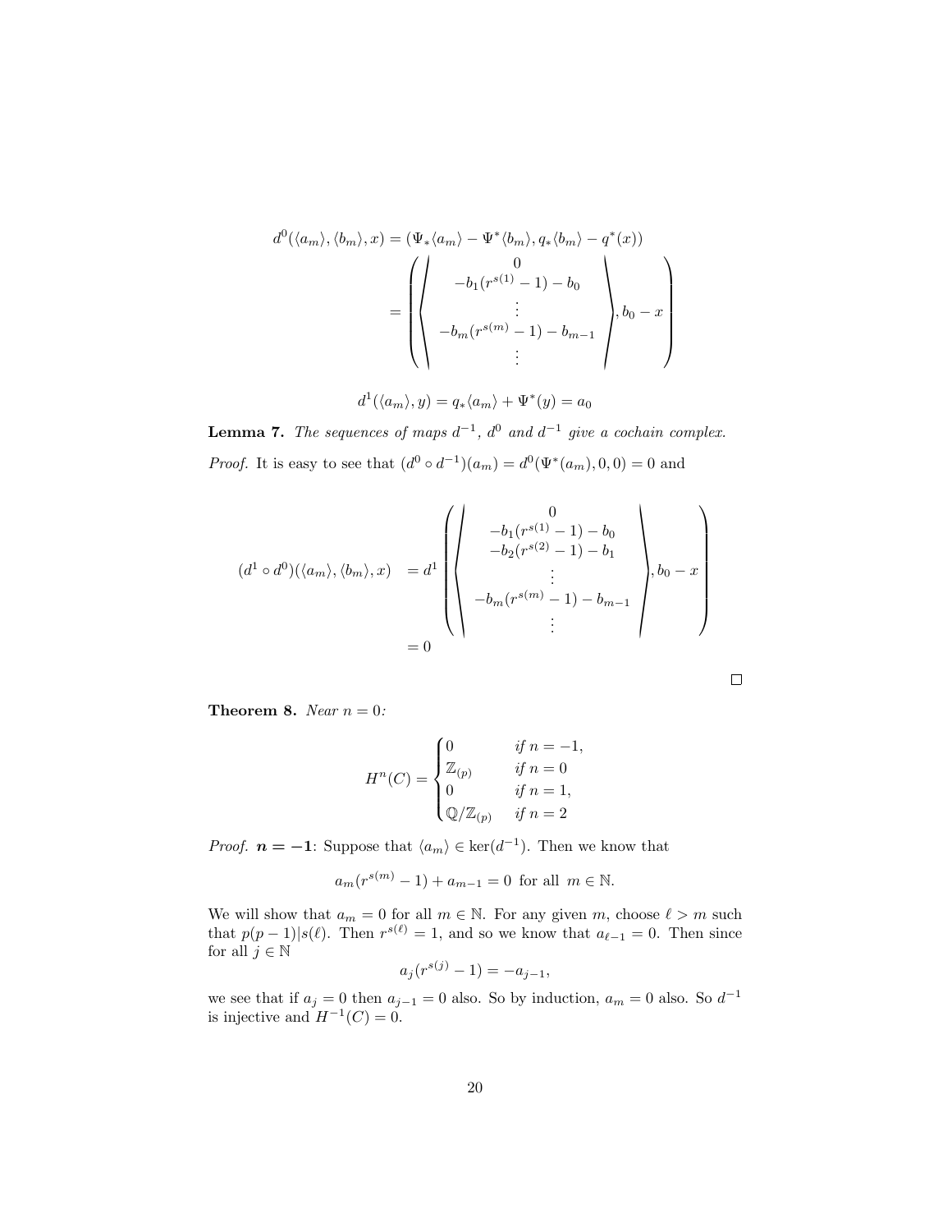$$d^0(\langle a_m\rangle, \langle b_m\rangle, x) = (\Psi_*\langle a_m\rangle - \Psi^*\langle b_m\rangle, q_*\langle b_m\rangle - q^*(x))$$
$$= \left( \left\langle \begin{array}{c} 0 \\ -b_1(r^{s(1)}-1) - b_0 \\ \vdots \\ -b_m(r^{s(m)}-1) - b_{m-1} \\ \vdots \end{array} \right\rangle, b_0 - x \right)$$

$$d^1(\langle a_m\rangle, y) = q_*\langle a_m\rangle + \Psi^*(y) = a_0$$

**Lemma 7.** *The sequences of maps $d^{-1}$, $d^0$ and $d^{-1}$ give a cochain complex.*

*Proof.* It is easy to see that $(d^0 \circ d^{-1})(a_m) = d^0(\Psi^*(a_m), 0, 0) = 0$ and

$$(d^1 \circ d^0)(\langle a_m\rangle, \langle b_m\rangle, x) = d^1 \left( \left\langle \begin{array}{c} 0 \\ -b_1(r^{s(1)}-1) - b_0 \\ -b_2(r^{s(2)}-1) - b_1 \\ \vdots \\ -b_m(r^{s(m)}-1) - b_{m-1} \\ \vdots \end{array} \right\rangle, b_0 - x \right)$$
$$= 0$$

∎

**Theorem 8.** *Near $n = 0$:*

$$H^n(C) = \begin{cases} 0 & \text{if } n = -1, \\ \mathbb{Z}_{(p)} & \text{if } n = 0 \\ 0 & \text{if } n = 1, \\ \mathbb{Q}/\mathbb{Z}_{(p)} & \text{if } n = 2 \end{cases}$$

*Proof.* $\boldsymbol{n = -1}$: Suppose that $\langle a_m\rangle \in \ker(d^{-1})$. Then we know that

$$a_m(r^{s(m)} - 1) + a_{m-1} = 0 \text{ for all } m \in \mathbb{N}.$$

We will show that $a_m = 0$ for all $m \in \mathbb{N}$. For any given $m$, choose $\ell > m$ such that $p(p-1)|s(\ell)$. Then $r^{s(\ell)} = 1$, and so we know that $a_{\ell-1} = 0$. Then since for all $j \in \mathbb{N}$

$$a_j(r^{s(j)} - 1) = -a_{j-1},$$

we see that if $a_j = 0$ then $a_{j-1} = 0$ also. So by induction, $a_m = 0$ also. So $d^{-1}$ is injective and $H^{-1}(C) = 0$.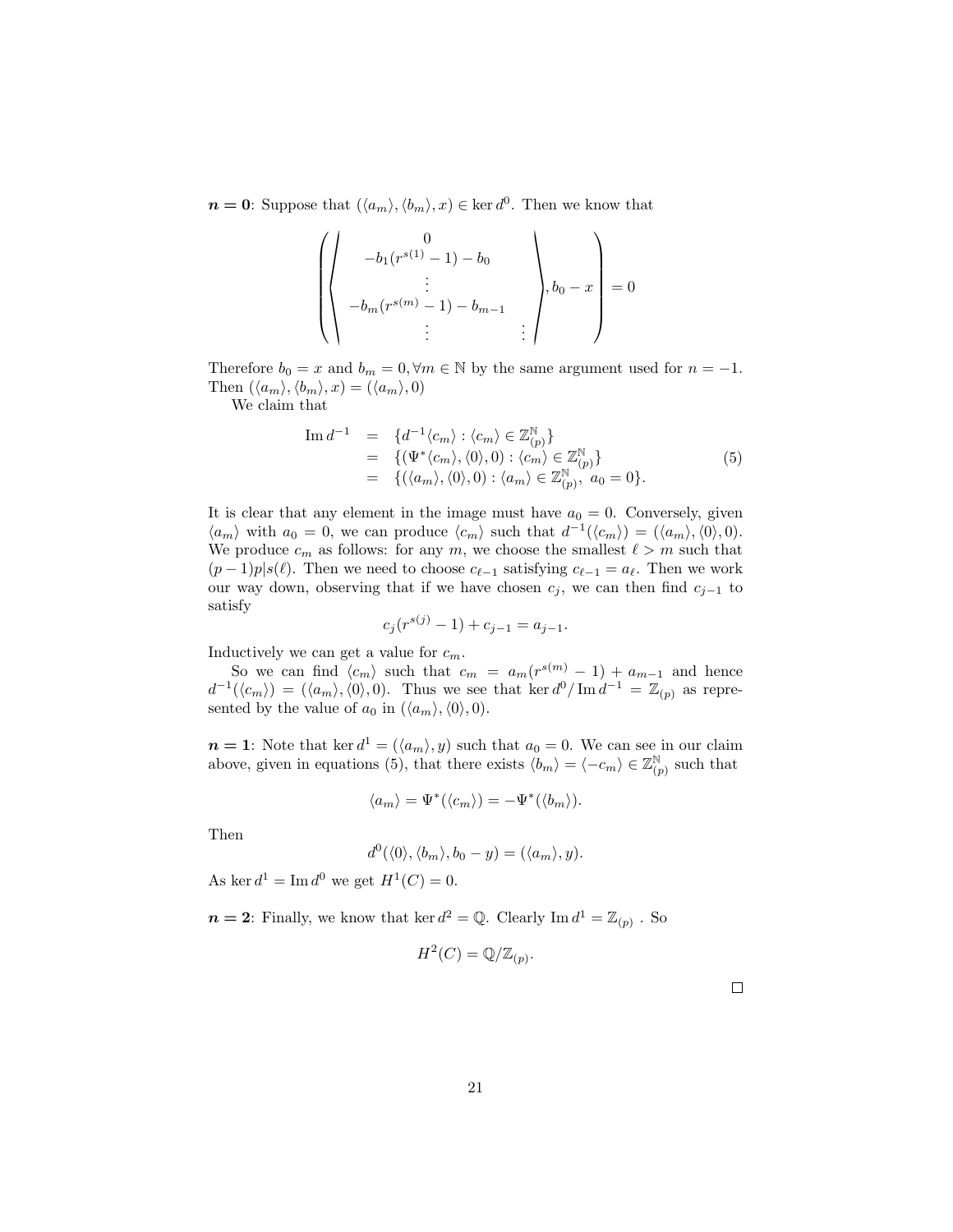***n* = 0**: Suppose that $(\langle a_m \rangle, \langle b_m \rangle, x) \in \ker d^0$. Then we know that

$$\left( \left\langle \begin{matrix} 0 \\ -b_1(r^{s(1)} - 1) - b_0 \\ \vdots \\ -b_m(r^{s(m)} - 1) - b_{m-1} \\ \vdots \end{matrix} \quad \begin{matrix} \\ \\ \\ \\ \vdots \end{matrix} \right\rangle, b_0 - x \right) = 0$$

Therefore $b_0 = x$ and $b_m = 0, \forall m \in \mathbb{N}$ by the same argument used for $n = -1$. Then $(\langle a_m \rangle, \langle b_m \rangle, x) = (\langle a_m \rangle, 0)$

We claim that

$$\begin{aligned} \operatorname{Im} d^{-1} &= \{ d^{-1} \langle c_m \rangle : \langle c_m \rangle \in \mathbb{Z}_{(p)}^{\mathbb{N}} \} \\ &= \{ (\Psi^* \langle c_m \rangle, \langle 0 \rangle, 0) : \langle c_m \rangle \in \mathbb{Z}_{(p)}^{\mathbb{N}} \} \\ &= \{ (\langle a_m \rangle, \langle 0 \rangle, 0) : \langle a_m \rangle \in \mathbb{Z}_{(p)}^{\mathbb{N}}, \ a_0 = 0 \}. \end{aligned} \tag{5}$$

It is clear that any element in the image must have $a_0 = 0$. Conversely, given $\langle a_m \rangle$ with $a_0 = 0$, we can produce $\langle c_m \rangle$ such that $d^{-1}(\langle c_m \rangle) = (\langle a_m \rangle, \langle 0 \rangle, 0)$. We produce $c_m$ as follows: for any $m$, we choose the smallest $\ell > m$ such that $(p-1)p | s(\ell)$. Then we need to choose $c_{\ell-1}$ satisfying $c_{\ell-1} = a_\ell$. Then we work our way down, observing that if we have chosen $c_j$, we can then find $c_{j-1}$ to satisfy

$$c_j(r^{s(j)} - 1) + c_{j-1} = a_{j-1}.$$

Inductively we can get a value for $c_m$.

So we can find $\langle c_m \rangle$ such that $c_m = a_m(r^{s(m)} - 1) + a_{m-1}$ and hence $d^{-1}(\langle c_m \rangle) = (\langle a_m \rangle, \langle 0 \rangle, 0)$. Thus we see that $\ker d^0 / \operatorname{Im} d^{-1} = \mathbb{Z}_{(p)}$ as represented by the value of $a_0$ in $(\langle a_m \rangle, \langle 0 \rangle, 0)$.

***n* = 1**: Note that $\ker d^1 = (\langle a_m \rangle, y)$ such that $a_0 = 0$. We can see in our claim above, given in equations (5), that there exists $\langle b_m \rangle = \langle -c_m \rangle \in \mathbb{Z}_{(p)}^{\mathbb{N}}$ such that

$$\langle a_m \rangle = \Psi^*(\langle c_m \rangle) = -\Psi^*(\langle b_m \rangle).$$

Then

$$d^0(\langle 0 \rangle, \langle b_m \rangle, b_0 - y) = (\langle a_m \rangle, y).$$

As $\ker d^1 = \operatorname{Im} d^0$ we get $H^1(C) = 0$.

***n* = 2**: Finally, we know that $\ker d^2 = \mathbb{Q}$. Clearly $\operatorname{Im} d^1 = \mathbb{Z}_{(p)}$ . So

$$H^2(C) = \mathbb{Q}/\mathbb{Z}_{(p)}.$$

□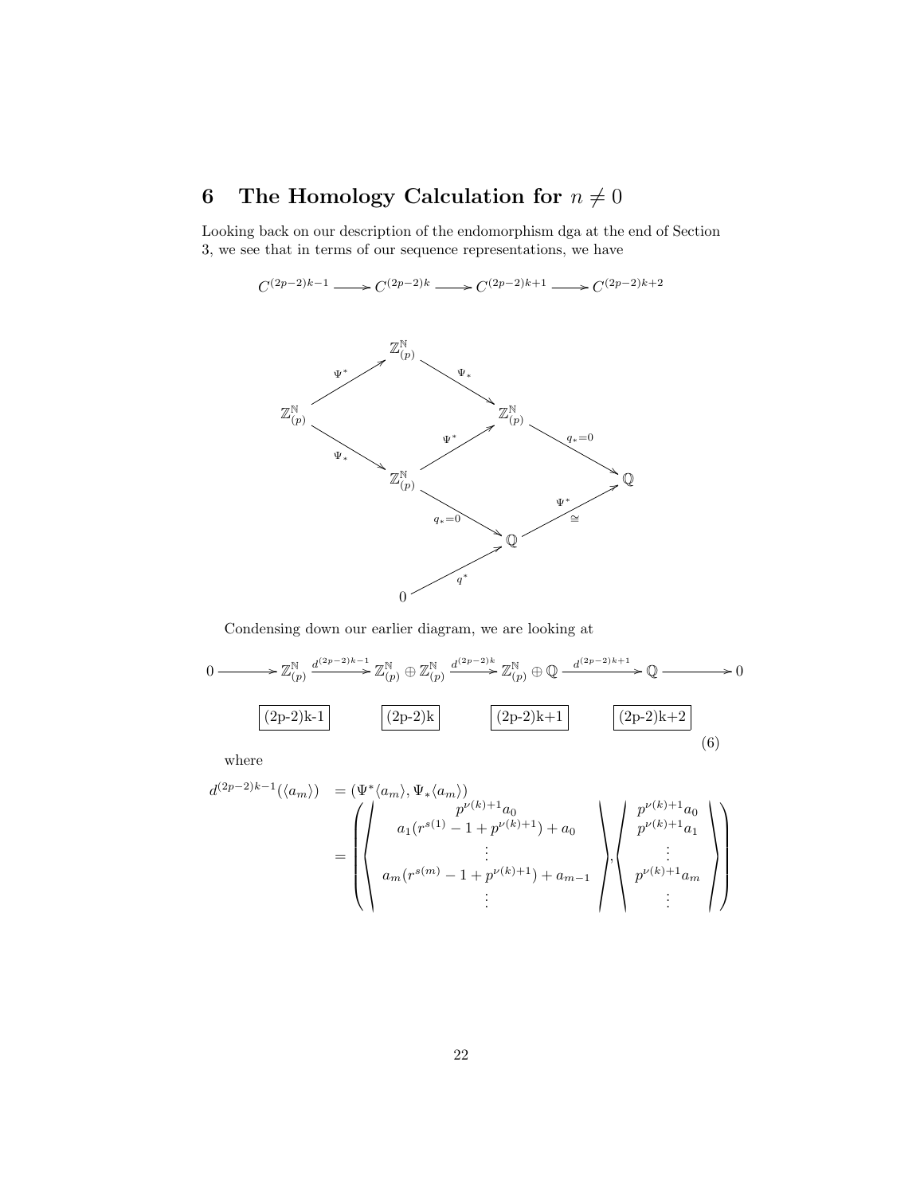# 6 The Homology Calculation for $n \neq 0$

Looking back on our description of the endomorphism dga at the end of Section 3, we see that in terms of our sequence representations, we have

$$C^{(2p-2)k-1} \longrightarrow C^{(2p-2)k} \longrightarrow C^{(2p-2)k+1} \longrightarrow C^{(2p-2)k+2}$$

$$\begin{array}{ccccccc}
 & & \mathbb{Z}_{(p)}^{\mathbb{N}} & & & & \\
 & \overset{\Psi^*}{\nearrow} & & \overset{\Psi_*}{\searrow} & & & \\
\mathbb{Z}_{(p)}^{\mathbb{N}} & & & & \mathbb{Z}_{(p)}^{\mathbb{N}} & & \\
 & \underset{\Psi_*}{\searrow} & & \overset{\Psi^*}{\nearrow} & & \overset{q_*=0}{\searrow} & \\
 & & \mathbb{Z}_{(p)}^{\mathbb{N}} & & & & \mathbb{Q} \\
 & & & \underset{q_*=0}{\searrow} & & \overset{\Psi^*}{\underset{\cong}{\nearrow}} & \\
 & & & & \mathbb{Q} & & \\
 & & & \overset{q^*}{\nearrow} & & & \\
 & & 0 & & & &
\end{array}$$

Condensing down our earlier diagram, we are looking at

$$0 \longrightarrow \mathbb{Z}_{(p)}^{\mathbb{N}} \xrightarrow{d^{(2p-2)k-1}} \mathbb{Z}_{(p)}^{\mathbb{N}} \oplus \mathbb{Z}_{(p)}^{\mathbb{N}} \xrightarrow{d^{(2p-2)k}} \mathbb{Z}_{(p)}^{\mathbb{N}} \oplus \mathbb{Q} \xrightarrow{d^{(2p-2)k+1}} \mathbb{Q} \longrightarrow 0 \tag{6}$$

$$\boxed{\text{(2p-2)k-1}} \qquad \boxed{\text{(2p-2)k}} \qquad \boxed{\text{(2p-2)k+1}} \qquad \boxed{\text{(2p-2)k+2}}$$

where

$$\begin{aligned}
d^{(2p-2)k-1}(\langle a_m \rangle) &= (\Psi^*\langle a_m\rangle, \Psi_*\langle a_m\rangle) \\
&= \left( \left\langle \begin{array}{c} p^{\nu(k)+1}a_0 \\ a_1(r^{s(1)} - 1 + p^{\nu(k)+1}) + a_0 \\ \vdots \\ a_m(r^{s(m)} - 1 + p^{\nu(k)+1}) + a_{m-1} \\ \vdots \end{array} \right\rangle, \left\langle \begin{array}{c} p^{\nu(k)+1}a_0 \\ p^{\nu(k)+1}a_1 \\ \vdots \\ p^{\nu(k)+1}a_m \\ \vdots \end{array} \right\rangle \right)
\end{aligned}$$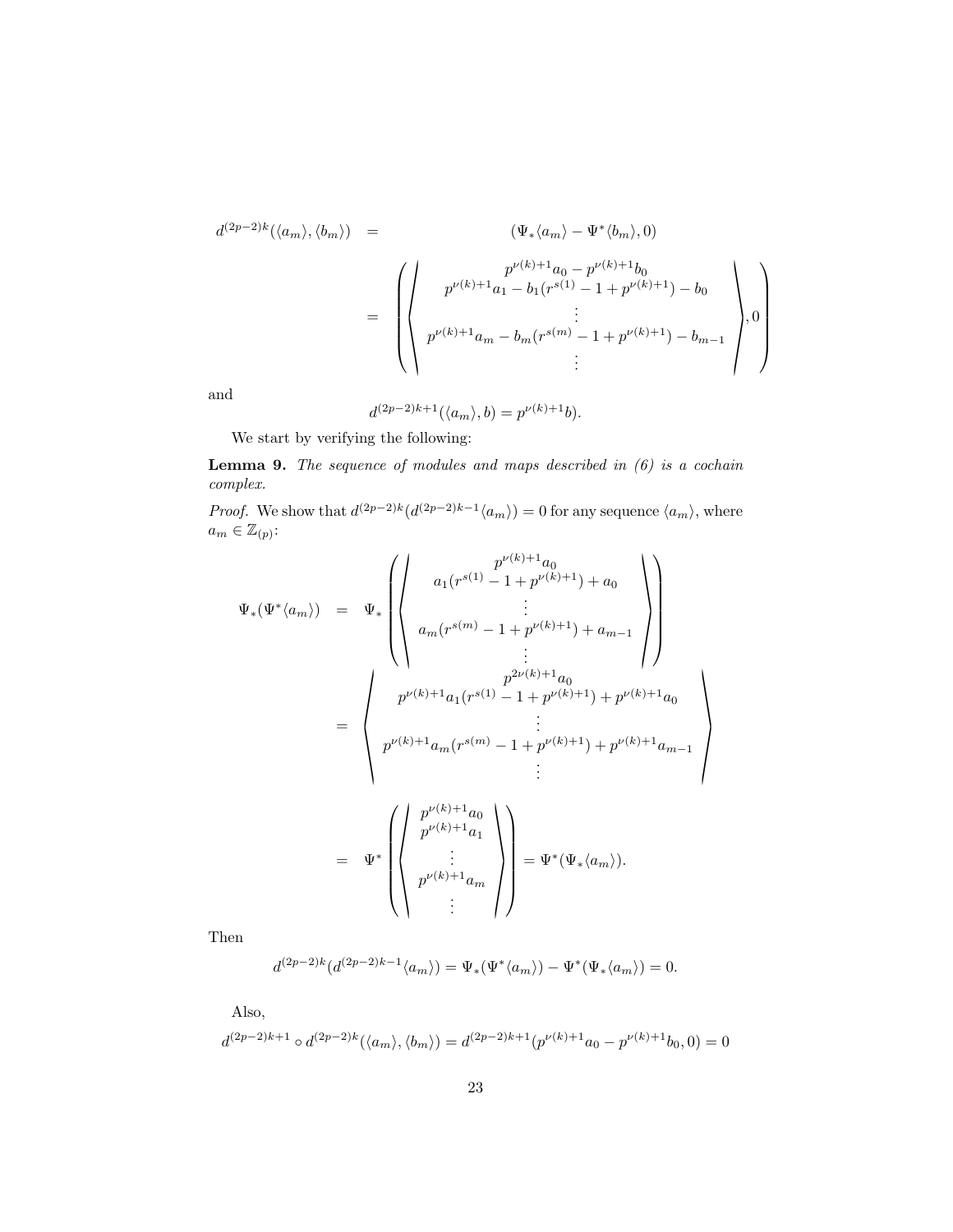$$
\begin{aligned}
d^{(2p-2)k}(\langle a_m\rangle, \langle b_m\rangle) &= (\Psi_*\langle a_m\rangle - \Psi^*\langle b_m\rangle, 0) \\
&= \left(\left\langle \begin{array}{c} p^{\nu(k)+1}a_0 - p^{\nu(k)+1}b_0 \\ p^{\nu(k)+1}a_1 - b_1(r^{s(1)} - 1 + p^{\nu(k)+1}) - b_0 \\ \vdots \\ p^{\nu(k)+1}a_m - b_m(r^{s(m)} - 1 + p^{\nu(k)+1}) - b_{m-1} \\ \vdots \end{array} \right\rangle, 0\right)
\end{aligned}
$$

and

$$
d^{(2p-2)k+1}(\langle a_m\rangle, b) = p^{\nu(k)+1}b).
$$

We start by verifying the following:

**Lemma 9.** *The sequence of modules and maps described in (6) is a cochain complex.*

*Proof.* We show that $d^{(2p-2)k}(d^{(2p-2)k-1}\langle a_m\rangle) = 0$ for any sequence $\langle a_m\rangle$, where $a_m \in \mathbb{Z}_{(p)}$:

$$
\begin{aligned}
\Psi_*(\Psi^*\langle a_m\rangle) &= \Psi_*\left(\left\langle \begin{array}{c} p^{\nu(k)+1}a_0 \\ a_1(r^{s(1)} - 1 + p^{\nu(k)+1}) + a_0 \\ \vdots \\ a_m(r^{s(m)} - 1 + p^{\nu(k)+1}) + a_{m-1} \\ \vdots \end{array} \right\rangle\right) \\
&= \left\langle \begin{array}{c} p^{2\nu(k)+1}a_0 \\ p^{\nu(k)+1}a_1(r^{s(1)} - 1 + p^{\nu(k)+1}) + p^{\nu(k)+1}a_0 \\ \vdots \\ p^{\nu(k)+1}a_m(r^{s(m)} - 1 + p^{\nu(k)+1}) + p^{\nu(k)+1}a_{m-1} \\ \vdots \end{array} \right\rangle \\
&= \Psi^*\left(\left\langle \begin{array}{c} p^{\nu(k)+1}a_0 \\ p^{\nu(k)+1}a_1 \\ \vdots \\ p^{\nu(k)+1}a_m \\ \vdots \end{array} \right\rangle\right) = \Psi^*(\Psi_*\langle a_m\rangle).
\end{aligned}
$$

Then

$$
d^{(2p-2)k}(d^{(2p-2)k-1}\langle a_m\rangle) = \Psi_*(\Psi^*\langle a_m\rangle) - \Psi^*(\Psi_*\langle a_m\rangle) = 0.
$$

Also,

$$
d^{(2p-2)k+1} \circ d^{(2p-2)k}(\langle a_m\rangle, \langle b_m\rangle) = d^{(2p-2)k+1}(p^{\nu(k)+1}a_0 - p^{\nu(k)+1}b_0, 0) = 0
$$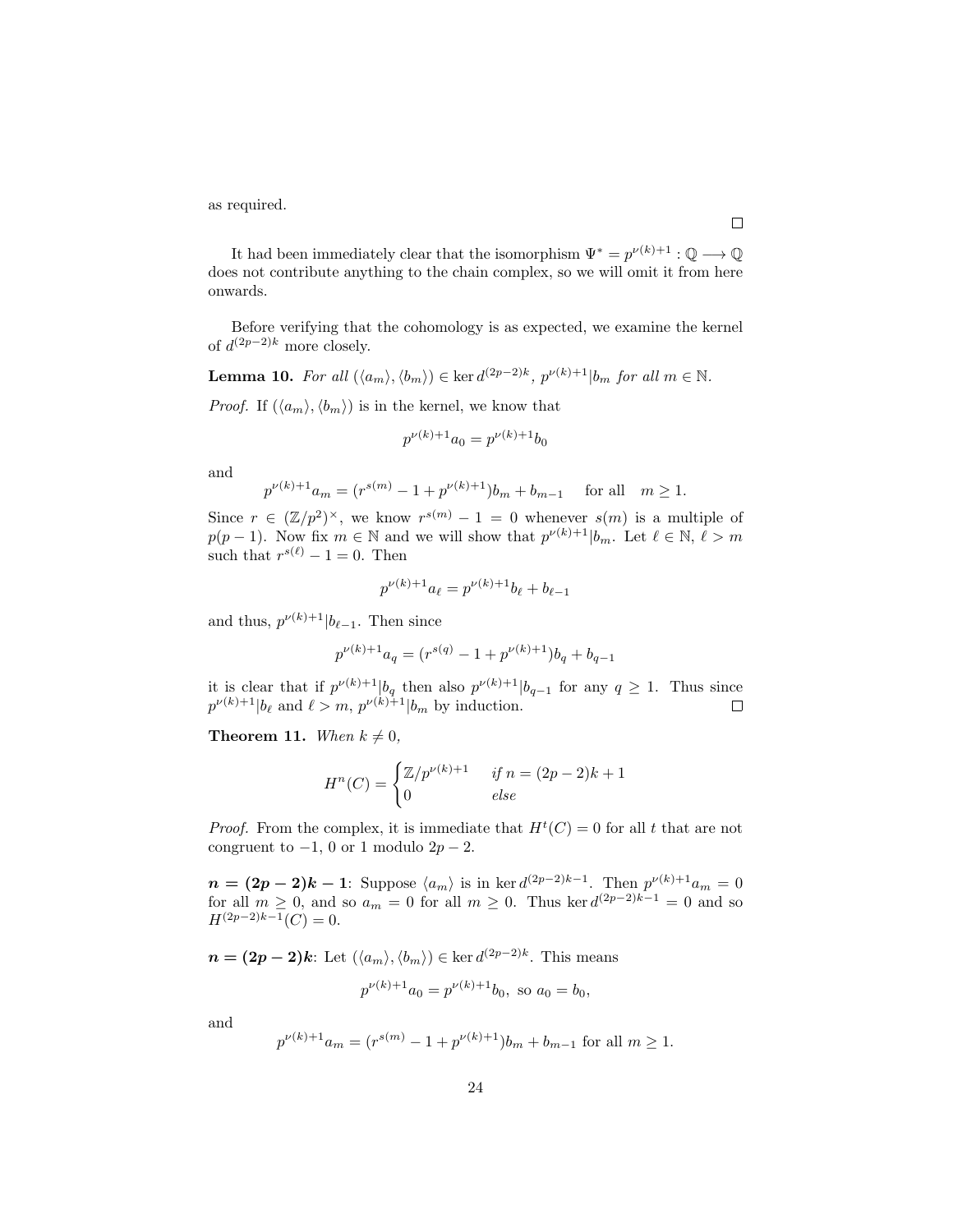as required.

∎

It had been immediately clear that the isomorphism $\Psi^* = p^{\nu(k)+1} : \mathbb{Q} \longrightarrow \mathbb{Q}$ does not contribute anything to the chain complex, so we will omit it from here onwards.

Before verifying that the cohomology is as expected, we examine the kernel of $d^{(2p-2)k}$ more closely.

**Lemma 10.** *For all $(\langle a_m \rangle, \langle b_m \rangle) \in \ker d^{(2p-2)k}$, $p^{\nu(k)+1} | b_m$ for all $m \in \mathbb{N}$.*

*Proof.* If $(\langle a_m \rangle, \langle b_m \rangle)$ is in the kernel, we know that

$$p^{\nu(k)+1} a_0 = p^{\nu(k)+1} b_0$$

and

$$p^{\nu(k)+1} a_m = (r^{s(m)} - 1 + p^{\nu(k)+1}) b_m + b_{m-1} \quad \text{ for all } \quad m \geq 1.$$

Since $r \in (\mathbb{Z}/p^2)^\times$, we know $r^{s(m)} - 1 = 0$ whenever $s(m)$ is a multiple of $p(p-1)$. Now fix $m \in \mathbb{N}$ and we will show that $p^{\nu(k)+1} | b_m$. Let $\ell \in \mathbb{N}$, $\ell > m$ such that $r^{s(\ell)} - 1 = 0$. Then

$$p^{\nu(k)+1} a_\ell = p^{\nu(k)+1} b_\ell + b_{\ell-1}$$

and thus, $p^{\nu(k)+1} | b_{\ell-1}$. Then since

$$p^{\nu(k)+1} a_q = (r^{s(q)} - 1 + p^{\nu(k)+1}) b_q + b_{q-1}$$

it is clear that if $p^{\nu(k)+1} | b_q$ then also $p^{\nu(k)+1} | b_{q-1}$ for any $q \geq 1$. Thus since $p^{\nu(k)+1} | b_\ell$ and $\ell > m$, $p^{\nu(k)+1} | b_m$ by induction. ∎

**Theorem 11.** *When $k \neq 0$,*

$$H^n(C) = \begin{cases} \mathbb{Z}/p^{\nu(k)+1} & \textit{if } n = (2p-2)k + 1 \\ 0 & \textit{else} \end{cases}$$

*Proof.* From the complex, it is immediate that $H^t(C) = 0$ for all $t$ that are not congruent to $-1$, $0$ or $1$ modulo $2p - 2$.

$\boldsymbol{n = (2p-2)k - 1}$: Suppose $\langle a_m \rangle$ is in $\ker d^{(2p-2)k-1}$. Then $p^{\nu(k)+1} a_m = 0$ for all $m \geq 0$, and so $a_m = 0$ for all $m \geq 0$. Thus $\ker d^{(2p-2)k-1} = 0$ and so $H^{(2p-2)k-1}(C) = 0$.

$\boldsymbol{n = (2p-2)k}$: Let $(\langle a_m \rangle, \langle b_m \rangle) \in \ker d^{(2p-2)k}$. This means

$$p^{\nu(k)+1} a_0 = p^{\nu(k)+1} b_0, \text{ so } a_0 = b_0,$$

and

$$p^{\nu(k)+1} a_m = (r^{s(m)} - 1 + p^{\nu(k)+1}) b_m + b_{m-1} \text{ for all } m \geq 1.$$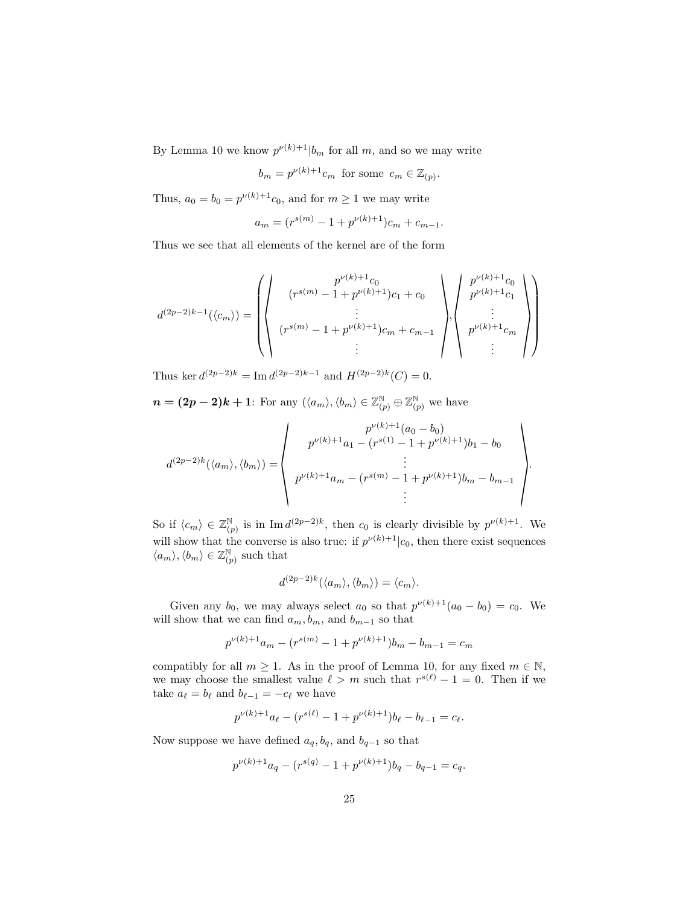By Lemma 10 we know $p^{\nu(k)+1} | b_m$ for all $m$, and so we may write

$$b_m = p^{\nu(k)+1} c_m \text{ for some } c_m \in \mathbb{Z}_{(p)}.$$

Thus, $a_0 = b_0 = p^{\nu(k)+1} c_0$, and for $m \geq 1$ we may write

$$a_m = (r^{s(m)} - 1 + p^{\nu(k)+1}) c_m + c_{m-1}.$$

Thus we see that all elements of the kernel are of the form

$$d^{(2p-2)k-1}(\langle c_m \rangle) = \left( \left\langle \begin{array}{c} p^{\nu(k)+1} c_0 \\ (r^{s(m)} - 1 + p^{\nu(k)+1}) c_1 + c_0 \\ \vdots \\ (r^{s(m)} - 1 + p^{\nu(k)+1}) c_m + c_{m-1} \\ \vdots \end{array} \right\rangle , \left\langle \begin{array}{c} p^{\nu(k)+1} c_0 \\ p^{\nu(k)+1} c_1 \\ \vdots \\ p^{\nu(k)+1} c_m \\ \vdots \end{array} \right\rangle \right)$$

Thus $\ker d^{(2p-2)k} = \operatorname{Im} d^{(2p-2)k-1}$ and $H^{(2p-2)k}(C) = 0$.

$\boldsymbol{n = (2p-2)k+1}$: For any $(\langle a_m \rangle, \langle b_m \rangle) \in \mathbb{Z}_{(p)}^{\mathbb{N}} \oplus \mathbb{Z}_{(p)}^{\mathbb{N}}$ we have

$$d^{(2p-2)k}(\langle a_m \rangle, \langle b_m \rangle) = \left\langle \begin{array}{c} p^{\nu(k)+1}(a_0 - b_0) \\ p^{\nu(k)+1} a_1 - (r^{s(1)} - 1 + p^{\nu(k)+1}) b_1 - b_0 \\ \vdots \\ p^{\nu(k)+1} a_m - (r^{s(m)} - 1 + p^{\nu(k)+1}) b_m - b_{m-1} \\ \vdots \end{array} \right\rangle .$$

So if $\langle c_m \rangle \in \mathbb{Z}_{(p)}^{\mathbb{N}}$ is in $\operatorname{Im} d^{(2p-2)k}$, then $c_0$ is clearly divisible by $p^{\nu(k)+1}$. We will show that the converse is also true: if $p^{\nu(k)+1} | c_0$, then there exist sequences $\langle a_m \rangle, \langle b_m \rangle \in \mathbb{Z}_{(p)}^{\mathbb{N}}$ such that

$$d^{(2p-2)k}(\langle a_m \rangle, \langle b_m \rangle) = \langle c_m \rangle.$$

Given any $b_0$, we may always select $a_0$ so that $p^{\nu(k)+1}(a_0 - b_0) = c_0$. We will show that we can find $a_m, b_m$, and $b_{m-1}$ so that

$$p^{\nu(k)+1} a_m - (r^{s(m)} - 1 + p^{\nu(k)+1}) b_m - b_{m-1} = c_m$$

compatibly for all $m \geq 1$. As in the proof of Lemma 10, for any fixed $m \in \mathbb{N}$, we may choose the smallest value $\ell > m$ such that $r^{s(\ell)} - 1 = 0$. Then if we take $a_\ell = b_\ell$ and $b_{\ell-1} = -c_\ell$ we have

$$p^{\nu(k)+1} a_\ell - (r^{s(\ell)} - 1 + p^{\nu(k)+1}) b_\ell - b_{\ell-1} = c_\ell.$$

Now suppose we have defined $a_q, b_q$, and $b_{q-1}$ so that

$$p^{\nu(k)+1} a_q - (r^{s(q)} - 1 + p^{\nu(k)+1}) b_q - b_{q-1} = c_q.$$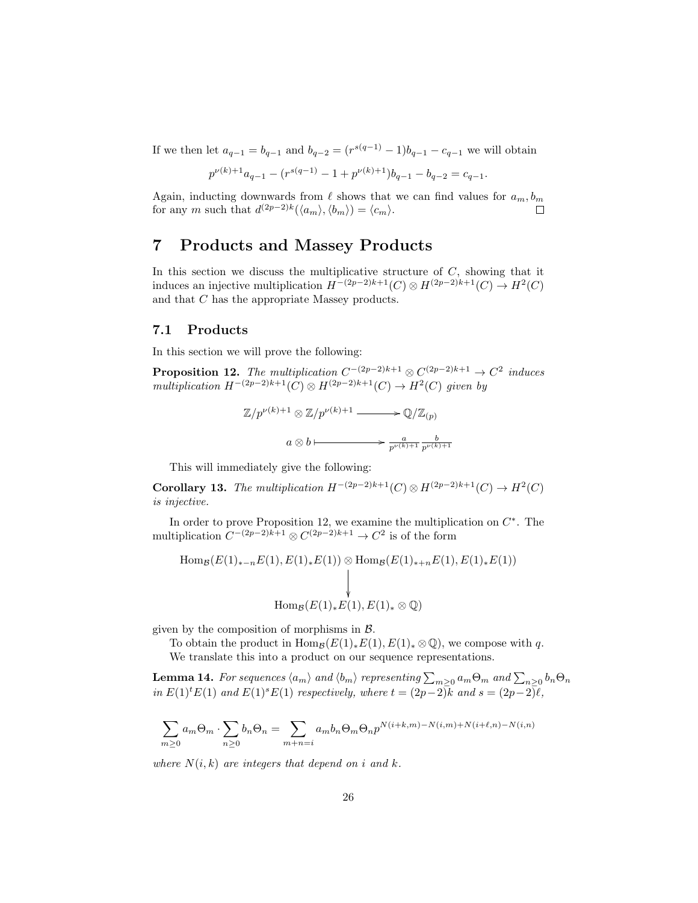If we then let $a_{q-1} = b_{q-1}$ and $b_{q-2} = (r^{s(q-1)} - 1)b_{q-1} - c_{q-1}$ we will obtain

$$p^{\nu(k)+1}a_{q-1} - (r^{s(q-1)} - 1 + p^{\nu(k)+1})b_{q-1} - b_{q-2} = c_{q-1}.$$

Again, inducting downwards from $\ell$ shows that we can find values for $a_m, b_m$ for any $m$ such that $d^{(2p-2)k}(\langle a_m \rangle, \langle b_m \rangle) = \langle c_m \rangle$. □

# 7 Products and Massey Products

In this section we discuss the multiplicative structure of $C$, showing that it induces an injective multiplication $H^{-(2p-2)k+1}(C) \otimes H^{(2p-2)k+1}(C) \to H^2(C)$ and that $C$ has the appropriate Massey products.

## 7.1 Products

In this section we will prove the following:

**Proposition 12.** *The multiplication $C^{-(2p-2)k+1} \otimes C^{(2p-2)k+1} \to C^2$ induces multiplication $H^{-(2p-2)k+1}(C) \otimes H^{(2p-2)k+1}(C) \to H^2(C)$ given by*

$$\begin{array}{ccc} \mathbb{Z}/p^{\nu(k)+1} \otimes \mathbb{Z}/p^{\nu(k)+1} & \longrightarrow & \mathbb{Q}/\mathbb{Z}_{(p)} \\ a \otimes b & \longmapsto & \frac{a}{p^{\nu(k)+1}} \frac{b}{p^{\nu(k)+1}} \end{array}$$

This will immediately give the following:

**Corollary 13.** *The multiplication $H^{-(2p-2)k+1}(C) \otimes H^{(2p-2)k+1}(C) \to H^2(C)$ is injective.*

In order to prove Proposition 12, we examine the multiplication on $C^*$. The multiplication $C^{-(2p-2)k+1} \otimes C^{(2p-2)k+1} \to C^2$ is of the form

$$\begin{array}{c} \mathrm{Hom}_{\mathcal{B}}(E(1)_{*-n}E(1), E(1)_*E(1)) \otimes \mathrm{Hom}_{\mathcal{B}}(E(1)_{*+n}E(1), E(1)_*E(1)) \\ \big\downarrow \\ \mathrm{Hom}_{\mathcal{B}}(E(1)_*E(1), E(1)_* \otimes \mathbb{Q}) \end{array}$$

given by the composition of morphisms in $\mathcal{B}$.

To obtain the product in $\mathrm{Hom}_{\mathcal{B}}(E(1)_*E(1), E(1)_* \otimes \mathbb{Q})$, we compose with $q$.

We translate this into a product on our sequence representations.

**Lemma 14.** *For sequences $\langle a_m \rangle$ and $\langle b_m \rangle$ representing $\sum_{m \geq 0} a_m \Theta_m$ and $\sum_{n \geq 0} b_n \Theta_n$ in $E(1)^t E(1)$ and $E(1)^s E(1)$ respectively, where $t = (2p-2)k$ and $s = (2p-2)\ell$,*

$$\sum_{m \geq 0} a_m \Theta_m \cdot \sum_{n \geq 0} b_n \Theta_n = \sum_{m+n=i} a_m b_n \Theta_m \Theta_n p^{N(i+k,m)-N(i,m)+N(i+\ell,n)-N(i,n)}$$

*where $N(i, k)$ are integers that depend on $i$ and $k$.*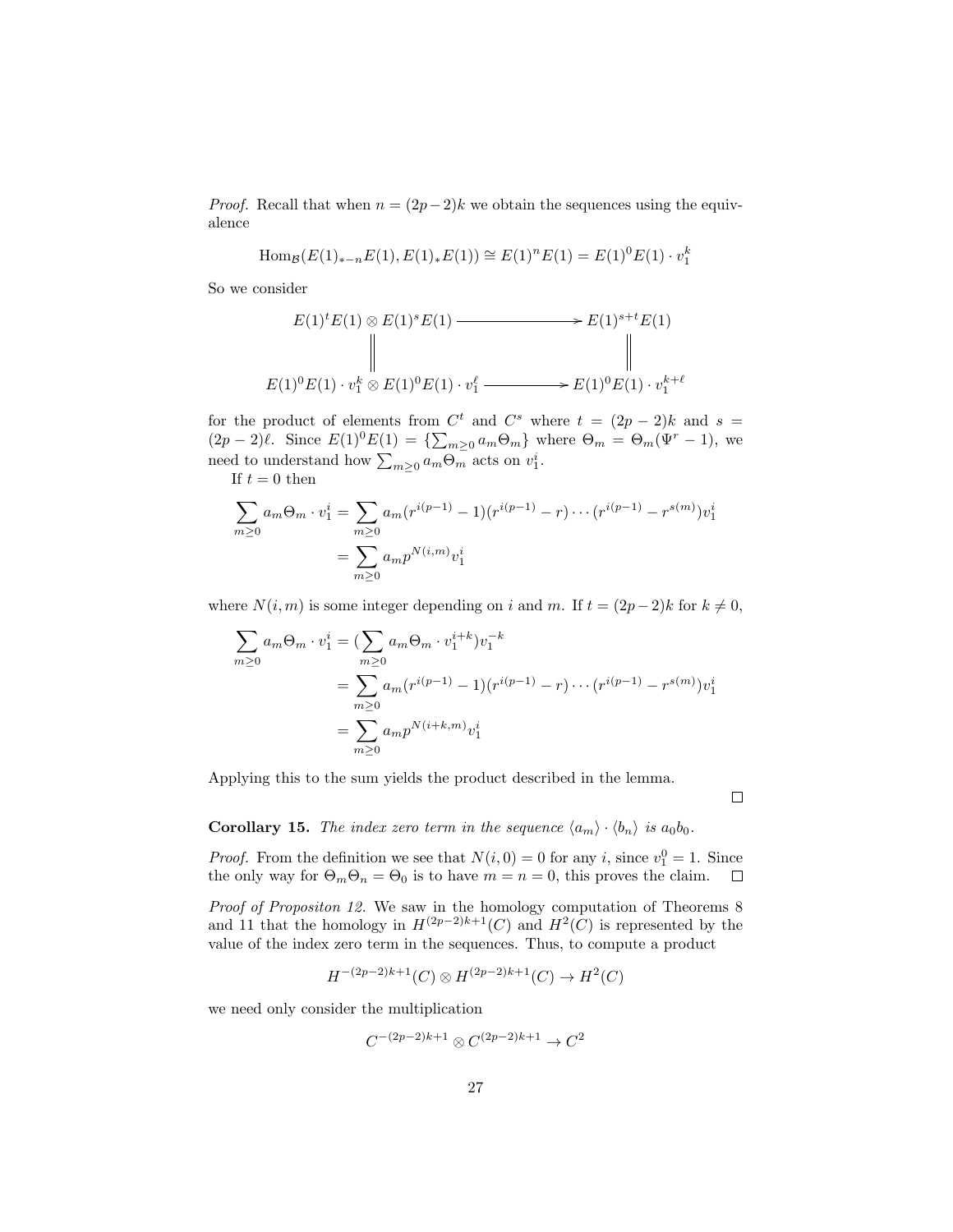*Proof.* Recall that when $n = (2p-2)k$ we obtain the sequences using the equivalence

$$\mathrm{Hom}_{\mathcal{B}}(E(1)_{*-n}E(1), E(1)_*E(1)) \cong E(1)^n E(1) = E(1)^0 E(1) \cdot v_1^k$$

So we consider

$$\begin{array}{ccc} E(1)^t E(1) \otimes E(1)^s E(1) & \longrightarrow & E(1)^{s+t} E(1) \\ \| & & \| \\ E(1)^0 E(1) \cdot v_1^k \otimes E(1)^0 E(1) \cdot v_1^\ell & \longrightarrow & E(1)^0 E(1) \cdot v_1^{k+\ell} \end{array}$$

for the product of elements from $C^t$ and $C^s$ where $t = (2p-2)k$ and $s = (2p-2)\ell$. Since $E(1)^0 E(1) = \{\sum_{m \geq 0} a_m \Theta_m\}$ where $\Theta_m = \Theta_m(\Psi^r - 1)$, we need to understand how $\sum_{m\geq 0} a_m \Theta_m$ acts on $v_1^i$.

If $t = 0$ then

$$\begin{aligned} \sum_{m\geq 0} a_m \Theta_m \cdot v_1^i &= \sum_{m \geq 0} a_m (r^{i(p-1)} - 1)(r^{i(p-1)} - r) \cdots (r^{i(p-1)} - r^{s(m)}) v_1^i \\ &= \sum_{m\geq 0} a_m p^{N(i,m)} v_1^i \end{aligned}$$

where $N(i,m)$ is some integer depending on $i$ and $m$. If $t = (2p-2)k$ for $k \neq 0$,

$$\begin{aligned} \sum_{m\geq 0} a_m \Theta_m \cdot v_1^i &= (\sum_{m\geq 0} a_m \Theta_m \cdot v_1^{i+k}) v_1^{-k} \\ &= \sum_{m \geq 0} a_m (r^{i(p-1)} - 1)(r^{i(p-1)} - r) \cdots (r^{i(p-1)} - r^{s(m)}) v_1^i \\ &= \sum_{m\geq 0} a_m p^{N(i+k,m)} v_1^i \end{aligned}$$

Applying this to the sum yields the product described in the lemma. □

**Corollary 15.** *The index zero term in the sequence $\langle a_m \rangle \cdot \langle b_n \rangle$ is $a_0 b_0$.*

*Proof.* From the definition we see that $N(i, 0) = 0$ for any $i$, since $v_1^0 = 1$. Since the only way for $\Theta_m \Theta_n = \Theta_0$ is to have $m = n = 0$, this proves the claim. □

*Proof of Propositon 12.* We saw in the homology computation of Theorems 8 and 11 that the homology in $H^{(2p-2)k+1}(C)$ and $H^2(C)$ is represented by the value of the index zero term in the sequences. Thus, to compute a product

$$H^{-(2p-2)k+1}(C) \otimes H^{(2p-2)k+1}(C) \to H^2(C)$$

we need only consider the multiplication

$$C^{-(2p-2)k+1} \otimes C^{(2p-2)k+1} \to C^2$$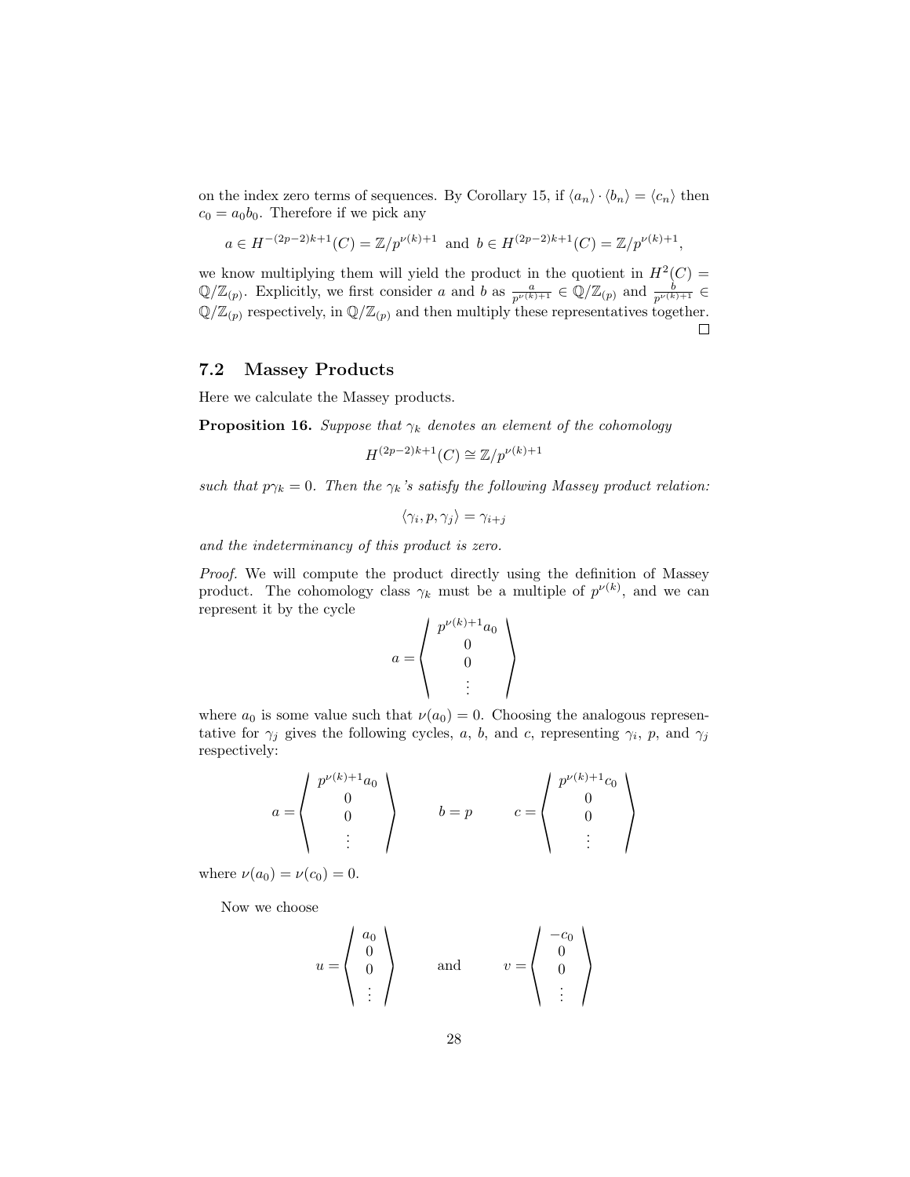on the index zero terms of sequences. By Corollary 15, if $\langle a_n \rangle \cdot \langle b_n \rangle = \langle c_n \rangle$ then $c_0 = a_0 b_0$. Therefore if we pick any

$$a \in H^{-(2p-2)k+1}(C) = \mathbb{Z}/p^{\nu(k)+1} \text{ and } b \in H^{(2p-2)k+1}(C) = \mathbb{Z}/p^{\nu(k)+1},$$

we know multiplying them will yield the product in the quotient in $H^2(C) = \mathbb{Q}/\mathbb{Z}_{(p)}$. Explicitly, we first consider $a$ and $b$ as $\frac{a}{p^{\nu(k)+1}} \in \mathbb{Q}/\mathbb{Z}_{(p)}$ and $\frac{b}{p^{\nu(k)+1}} \in \mathbb{Q}/\mathbb{Z}_{(p)}$ respectively, in $\mathbb{Q}/\mathbb{Z}_{(p)}$ and then multiply these representatives together. □

### 7.2 Massey Products

Here we calculate the Massey products.

**Proposition 16.** *Suppose that $\gamma_k$ denotes an element of the cohomology*

$$H^{(2p-2)k+1}(C) \cong \mathbb{Z}/p^{\nu(k)+1}$$

*such that $p\gamma_k = 0$. Then the $\gamma_k$'s satisfy the following Massey product relation:*

$$\langle \gamma_i, p, \gamma_j \rangle = \gamma_{i+j}$$

*and the indeterminancy of this product is zero.*

*Proof.* We will compute the product directly using the definition of Massey product. The cohomology class $\gamma_k$ must be a multiple of $p^{\nu(k)}$, and we can represent it by the cycle

$$a = \left\langle \begin{matrix} p^{\nu(k)+1}a_0 \\ 0 \\ 0 \\ \vdots \end{matrix} \right\rangle$$

where $a_0$ is some value such that $\nu(a_0) = 0$. Choosing the analogous representative for $\gamma_j$ gives the following cycles, $a$, $b$, and $c$, representing $\gamma_i$, $p$, and $\gamma_j$ respectively:

$$a = \left\langle \begin{matrix} p^{\nu(k)+1}a_0 \\ 0 \\ 0 \\ \vdots \end{matrix} \right\rangle \qquad b = p \qquad c = \left\langle \begin{matrix} p^{\nu(k)+1}c_0 \\ 0 \\ 0 \\ \vdots \end{matrix} \right\rangle$$

where $\nu(a_0) = \nu(c_0) = 0$.

Now we choose

$$u = \left\langle \begin{matrix} a_0 \\ 0 \\ 0 \\ \vdots \end{matrix} \right\rangle \qquad \text{and} \qquad v = \left\langle \begin{matrix} -c_0 \\ 0 \\ 0 \\ \vdots \end{matrix} \right\rangle$$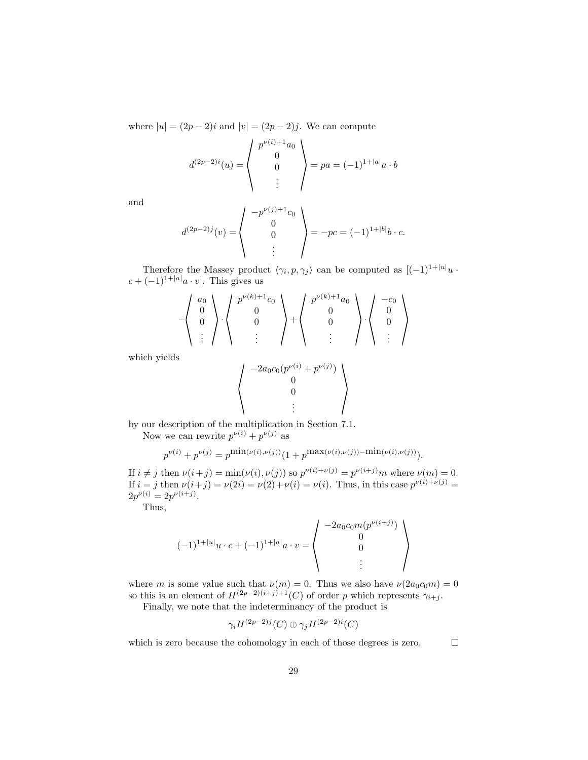where $|u| = (2p-2)i$ and $|v| = (2p-2)j$. We can compute

$$d^{(2p-2)i}(u) = \left\langle \begin{array}{c} p^{\nu(i)+1}a_0 \\ 0 \\ 0 \\ \vdots \end{array} \right\rangle = pa = (-1)^{1+|a|} a \cdot b$$

and

$$d^{(2p-2)j}(v) = \left\langle \begin{array}{c} -p^{\nu(j)+1}c_0 \\ 0 \\ 0 \\ \vdots \end{array} \right\rangle = -pc = (-1)^{1+|b|} b \cdot c.$$

Therefore the Massey product $\langle \gamma_i, p, \gamma_j \rangle$ can be computed as $[(-1)^{1+|u|} u \cdot c + (-1)^{1+|a|} a \cdot v]$. This gives us

$$-\left\langle \begin{array}{c} a_0 \\ 0 \\ 0 \\ \vdots \end{array} \right\rangle \cdot \left\langle \begin{array}{c} p^{\nu(k)+1}c_0 \\ 0 \\ 0 \\ \vdots \end{array} \right\rangle + \left\langle \begin{array}{c} p^{\nu(k)+1}a_0 \\ 0 \\ 0 \\ \vdots \end{array} \right\rangle \cdot \left\langle \begin{array}{c} -c_0 \\ 0 \\ 0 \\ \vdots \end{array} \right\rangle$$

which yields

$$\left\langle \begin{array}{c} -2a_0c_0(p^{\nu(i)} + p^{\nu(j)}) \\ 0 \\ 0 \\ \vdots \end{array} \right\rangle$$

by our description of the multiplication in Section 7.1.

Now we can rewrite $p^{\nu(i)} + p^{\nu(j)}$ as

$$p^{\nu(i)} + p^{\nu(j)} = p^{\min(\nu(i),\nu(j))}(1 + p^{\max(\nu(i),\nu(j)) - \min(\nu(i),\nu(j))}).$$

If $i \neq j$ then $\nu(i+j) = \min(\nu(i), \nu(j))$ so $p^{\nu(i)+\nu(j)} = p^{\nu(i+j)}m$ where $\nu(m) = 0$. If $i = j$ then $\nu(i+j) = \nu(2i) = \nu(2) + \nu(i) = \nu(i)$. Thus, in this case $p^{\nu(i)+\nu(j)} = 2p^{\nu(i)} = 2p^{\nu(i+j)}$.

Thus,

$$(-1)^{1+|u|} u \cdot c + (-1)^{1+|a|} a \cdot v = \left\langle \begin{array}{c} -2a_0c_0m(p^{\nu(i+j)}) \\ 0 \\ 0 \\ \vdots \end{array} \right\rangle$$

where $m$ is some value such that $\nu(m) = 0$. Thus we also have $\nu(2a_0c_0m) = 0$ so this is an element of $H^{(2p-2)(i+j)+1}(C)$ of order $p$ which represents $\gamma_{i+j}$.

Finally, we note that the indeterminancy of the product is

$$\gamma_i H^{(2p-2)j}(C) \oplus \gamma_j H^{(2p-2)i}(C)$$

which is zero because the cohomology in each of those degrees is zero. □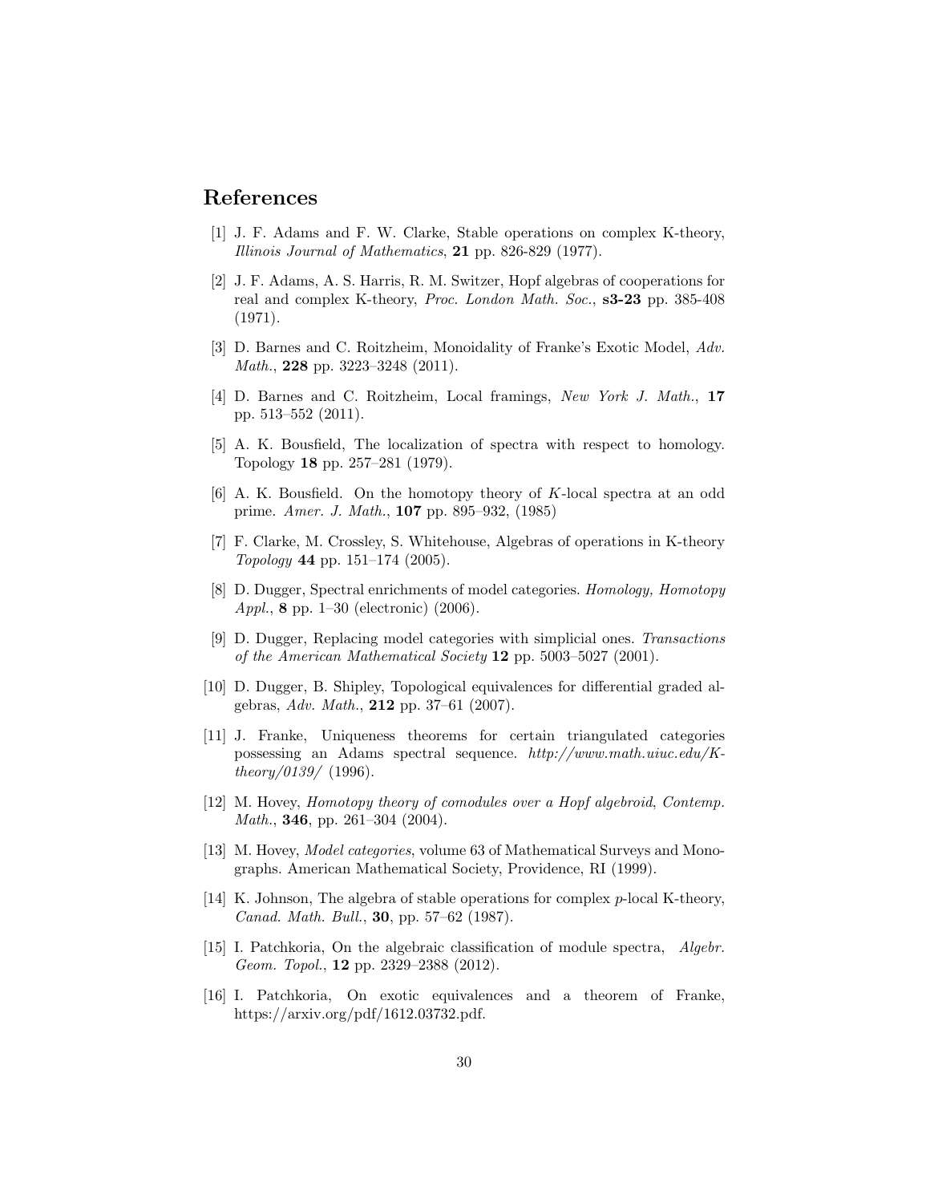## References

[1] J. F. Adams and F. W. Clarke, Stable operations on complex K-theory, *Illinois Journal of Mathematics*, **21** pp. 826-829 (1977).

[2] J. F. Adams, A. S. Harris, R. M. Switzer, Hopf algebras of cooperations for real and complex K-theory, *Proc. London Math. Soc.*, **s3-23** pp. 385-408 (1971).

[3] D. Barnes and C. Roitzheim, Monoidality of Franke's Exotic Model, *Adv. Math.*, **228** pp. 3223–3248 (2011).

[4] D. Barnes and C. Roitzheim, Local framings, *New York J. Math.*, **17** pp. 513–552 (2011).

[5] A. K. Bousfield, The localization of spectra with respect to homology. Topology **18** pp. 257–281 (1979).

[6] A. K. Bousfield. On the homotopy theory of $K$-local spectra at an odd prime. *Amer. J. Math.*, **107** pp. 895–932, (1985)

[7] F. Clarke, M. Crossley, S. Whitehouse, Algebras of operations in K-theory *Topology* **44** pp. 151–174 (2005).

[8] D. Dugger, Spectral enrichments of model categories. *Homology, Homotopy Appl.*, **8** pp. 1–30 (electronic) (2006).

[9] D. Dugger, Replacing model categories with simplicial ones. *Transactions of the American Mathematical Society* **12** pp. 5003–5027 (2001).

[10] D. Dugger, B. Shipley, Topological equivalences for differential graded algebras, *Adv. Math.*, **212** pp. 37–61 (2007).

[11] J. Franke, Uniqueness theorems for certain triangulated categories possessing an Adams spectral sequence. *http://www.math.uiuc.edu/K-theory/0139/* (1996).

[12] M. Hovey, *Homotopy theory of comodules over a Hopf algebroid*, *Contemp. Math.*, **346**, pp. 261–304 (2004).

[13] M. Hovey, *Model categories*, volume 63 of Mathematical Surveys and Monographs. American Mathematical Society, Providence, RI (1999).

[14] K. Johnson, The algebra of stable operations for complex $p$-local K-theory, *Canad. Math. Bull.*, **30**, pp. 57–62 (1987).

[15] I. Patchkoria, On the algebraic classification of module spectra, *Algebr. Geom. Topol.*, **12** pp. 2329–2388 (2012).

[16] I. Patchkoria, On exotic equivalences and a theorem of Franke, https://arxiv.org/pdf/1612.03732.pdf.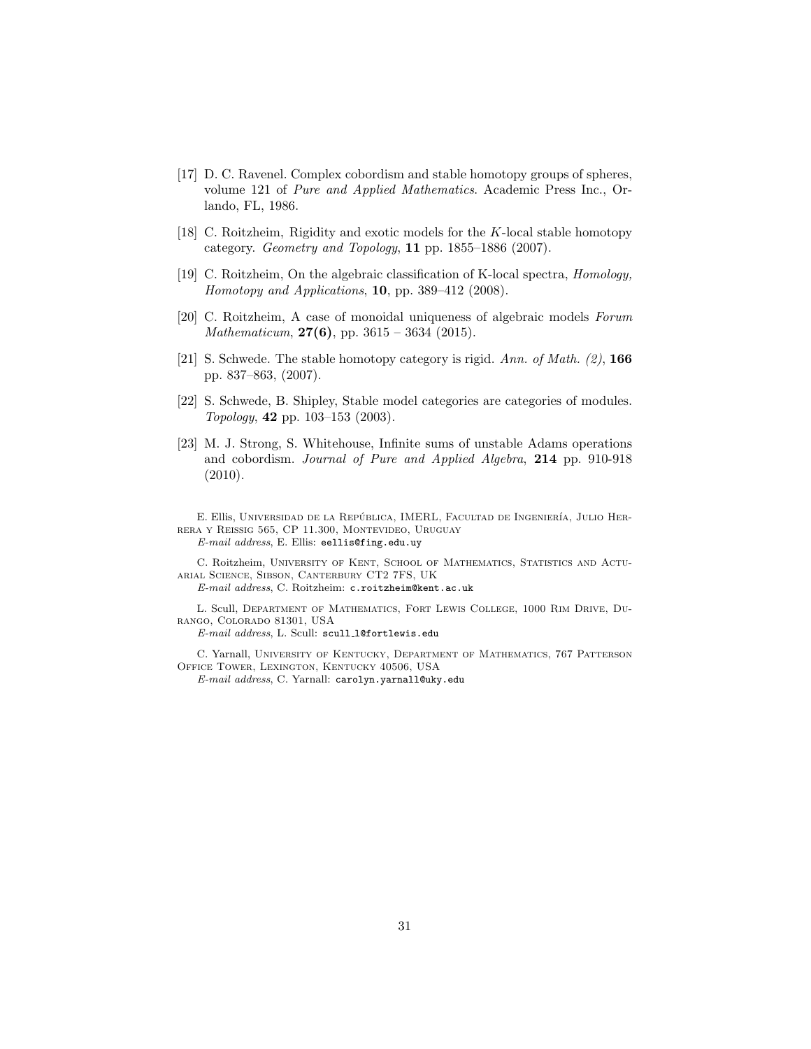[17] D. C. Ravenel. Complex cobordism and stable homotopy groups of spheres, volume 121 of *Pure and Applied Mathematics*. Academic Press Inc., Orlando, FL, 1986.

[18] C. Roitzheim, Rigidity and exotic models for the $K$-local stable homotopy category. *Geometry and Topology*, **11** pp. 1855–1886 (2007).

[19] C. Roitzheim, On the algebraic classification of K-local spectra, *Homology, Homotopy and Applications*, **10**, pp. 389–412 (2008).

[20] C. Roitzheim, A case of monoidal uniqueness of algebraic models *Forum Mathematicum*, **27(6)**, pp. 3615 – 3634 (2015).

[21] S. Schwede. The stable homotopy category is rigid. *Ann. of Math. (2)*, **166** pp. 837–863, (2007).

[22] S. Schwede, B. Shipley, Stable model categories are categories of modules. *Topology*, **42** pp. 103–153 (2003).

[23] M. J. Strong, S. Whitehouse, Infinite sums of unstable Adams operations and cobordism. *Journal of Pure and Applied Algebra*, **214** pp. 910-918 (2010).

E. Ellis, Universidad de la República, IMERL, Facultad de Ingeniería, Julio Herrera y Reissig 565, CP 11.300, Montevideo, Uruguay
*E-mail address*, E. Ellis: `eellis@fing.edu.uy`

C. Roitzheim, University of Kent, School of Mathematics, Statistics and Actuarial Science, Sibson, Canterbury CT2 7FS, UK
*E-mail address*, C. Roitzheim: `c.roitzheim@kent.ac.uk`

L. Scull, Department of Mathematics, Fort Lewis College, 1000 Rim Drive, Durango, Colorado 81301, USA
*E-mail address*, L. Scull: `scull_l@fortlewis.edu`

C. Yarnall, University of Kentucky, Department of Mathematics, 767 Patterson Office Tower, Lexington, Kentucky 40506, USA
*E-mail address*, C. Yarnall: `carolyn.yarnall@uky.edu`